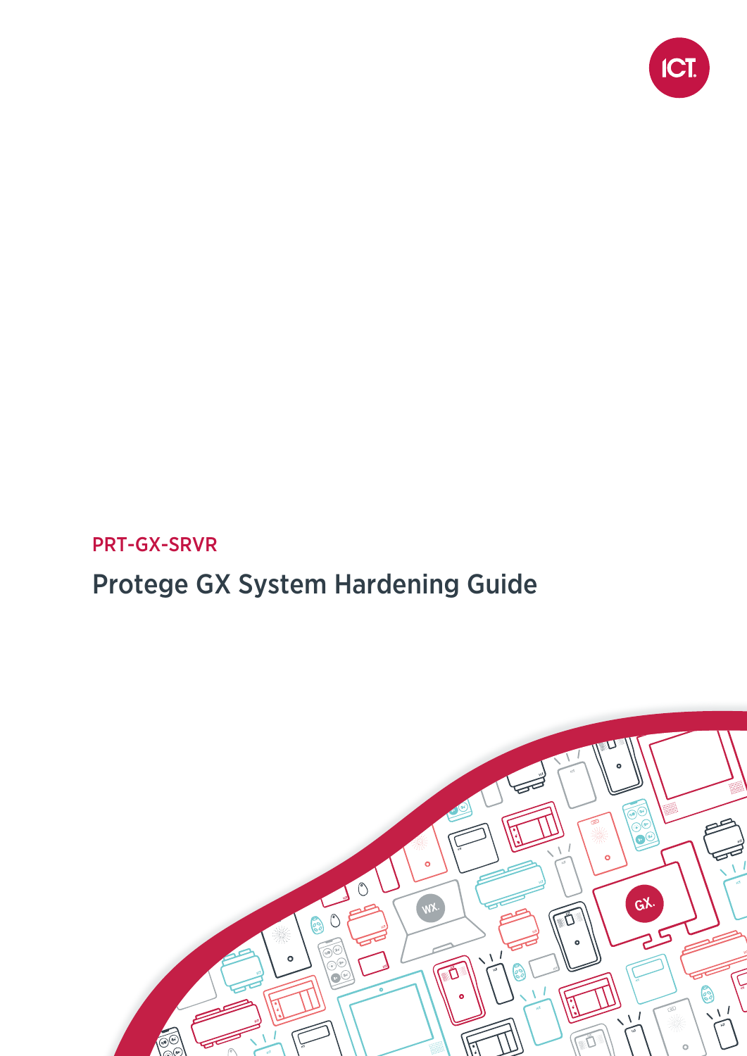PRT-GX-SRVR

# Protege GX System Hardening Guide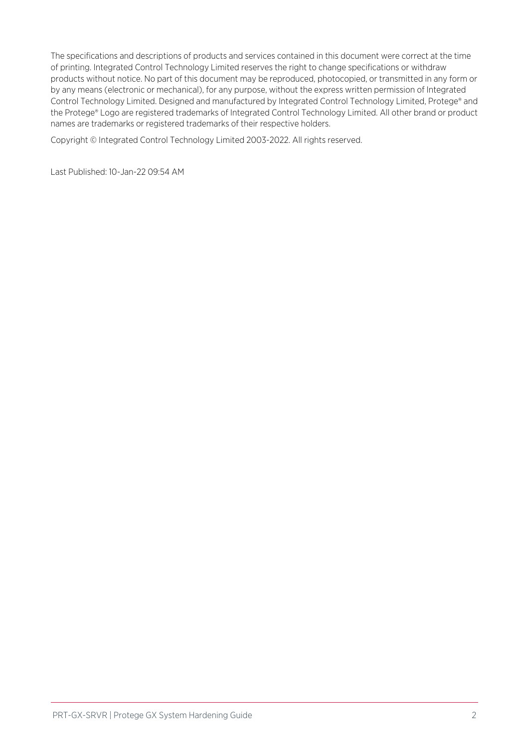The specifications and descriptions of products and services contained in this document were correct at the time of printing. Integrated Control Technology Limited reserves the right to change specifications or withdraw products without notice. No part of this document may be reproduced, photocopied, or transmitted in any form or by any means (electronic or mechanical), for any purpose, without the express written permission of Integrated Control Technology Limited. Designed and manufactured by Integrated Control Technology Limited, Protege® and the Protege® Logo are registered trademarks of Integrated Control Technology Limited. All other brand or product names are trademarks or registered trademarks of their respective holders.

Copyright © Integrated Control Technology Limited 2003-2022. All rights reserved.

Last Published: 10-Jan-22 09:54 AM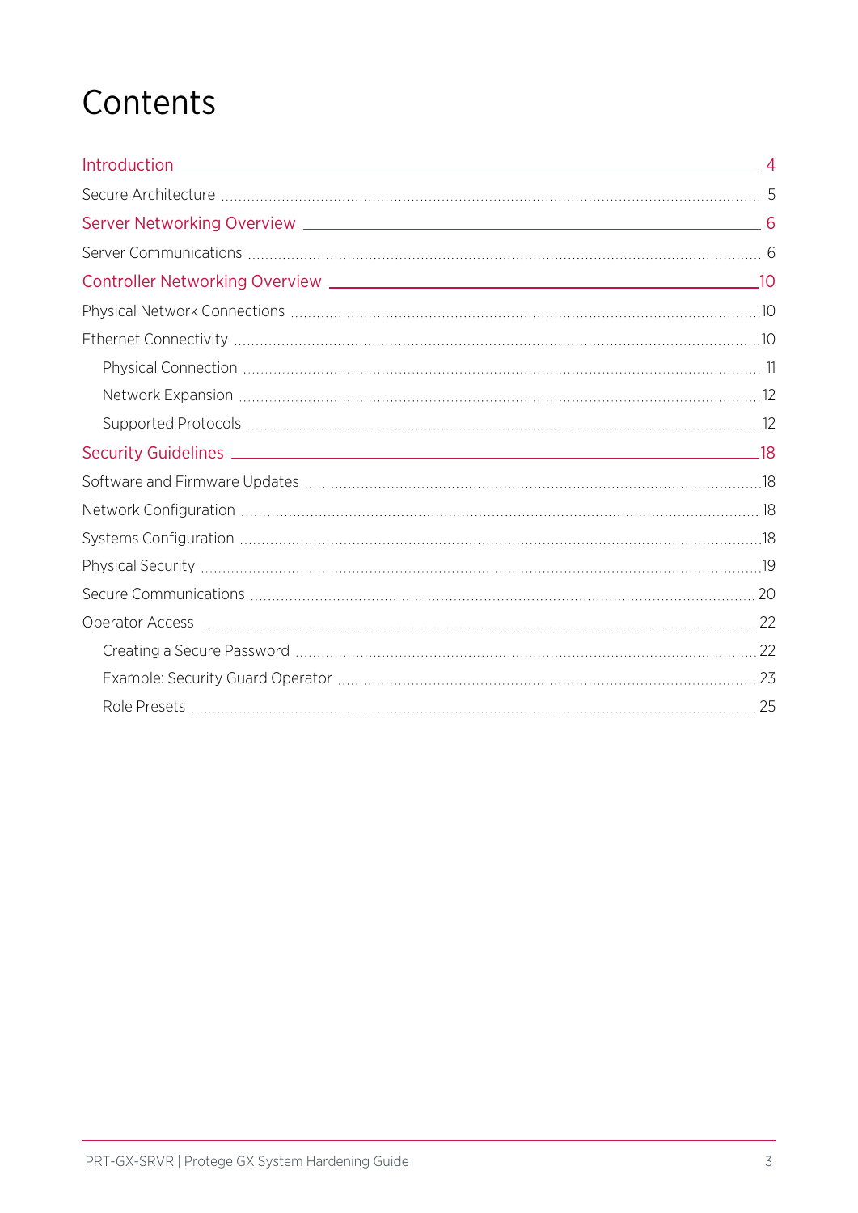# Contents

- Introduction 4
  - Secure Architecture 5
- Server Networking Overview 6
  - Server Communications 6
- Controller Networking Overview 10
  - Physical Network Connections 10
  - Ethernet Connectivity 10
    - Physical Connection 11
    - Network Expansion 12
    - Supported Protocols 12
- Security Guidelines 18
  - Software and Firmware Updates 18
  - Network Configuration 18
  - Systems Configuration 18
  - Physical Security 19
  - Secure Communications 20
  - Operator Access 22
    - Creating a Secure Password 22
    - Example: Security Guard Operator 23
    - Role Presets 25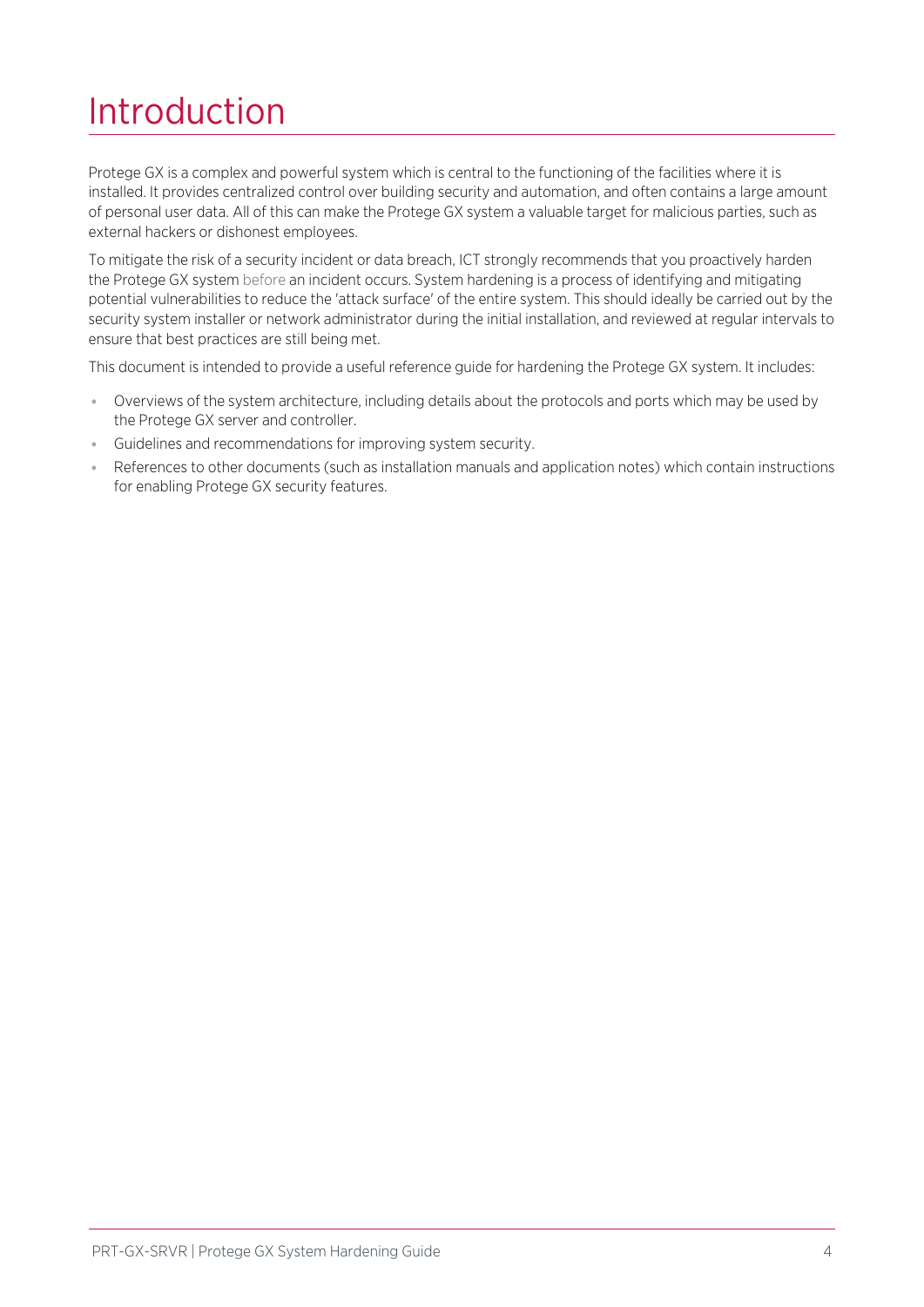# Introduction

Protege GX is a complex and powerful system which is central to the functioning of the facilities where it is installed. It provides centralized control over building security and automation, and often contains a large amount of personal user data. All of this can make the Protege GX system a valuable target for malicious parties, such as external hackers or dishonest employees.

To mitigate the risk of a security incident or data breach, ICT strongly recommends that you proactively harden the Protege GX system before an incident occurs. System hardening is a process of identifying and mitigating potential vulnerabilities to reduce the 'attack surface' of the entire system. This should ideally be carried out by the security system installer or network administrator during the initial installation, and reviewed at regular intervals to ensure that best practices are still being met.

This document is intended to provide a useful reference guide for hardening the Protege GX system. It includes:

- Overviews of the system architecture, including details about the protocols and ports which may be used by the Protege GX server and controller.
- Guidelines and recommendations for improving system security.
- References to other documents (such as installation manuals and application notes) which contain instructions for enabling Protege GX security features.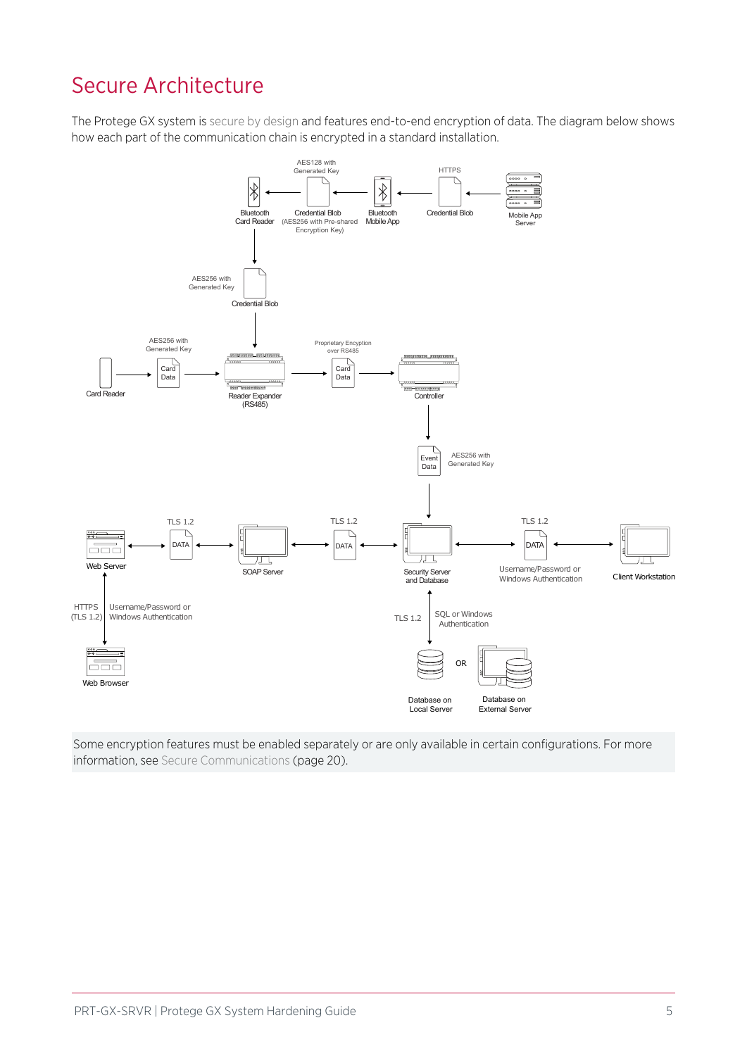# Secure Architecture

The Protege GX system is secure by design and features end-to-end encryption of data. The diagram below shows how each part of the communication chain is encrypted in a standard installation.

Some encryption features must be enabled separately or are only available in certain configurations. For more information, see Secure Communications (page 20).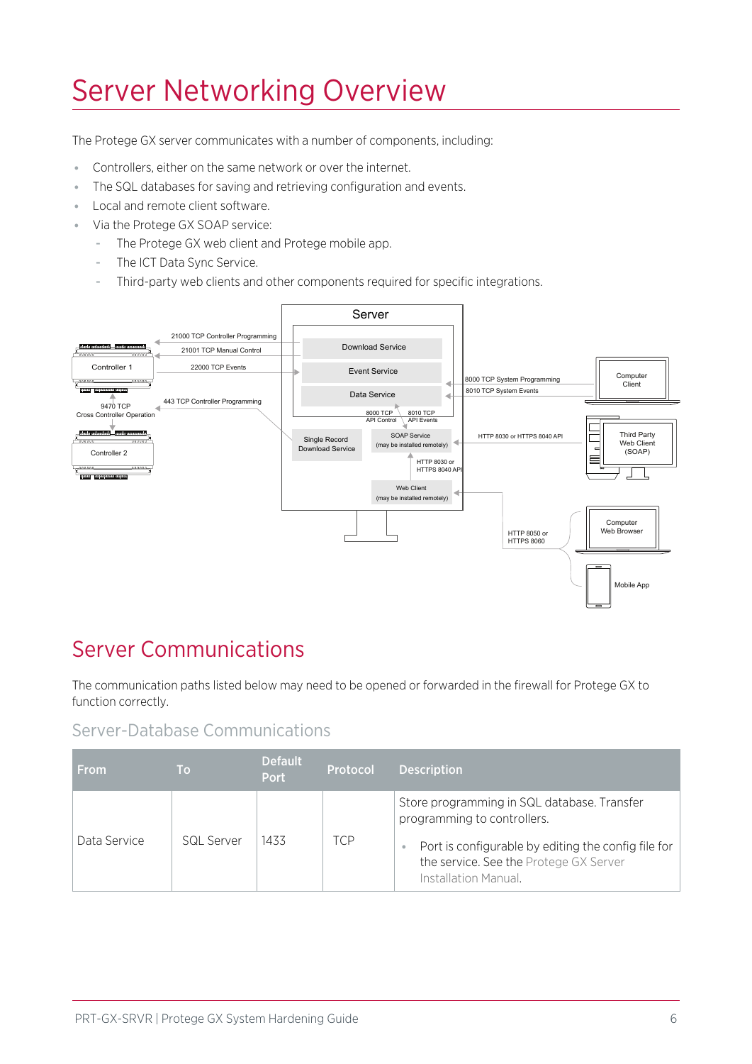# Server Networking Overview

The Protege GX server communicates with a number of components, including:

- Controllers, either on the same network or over the internet.
- The SQL databases for saving and retrieving configuration and events.
- Local and remote client software.
- Via the Protege GX SOAP service:
  - The Protege GX web client and Protege mobile app.
  - The ICT Data Sync Service.
  - Third-party web clients and other components required for specific integrations.

# Server Communications

The communication paths listed below may need to be opened or forwarded in the firewall for Protege GX to function correctly.

## Server-Database Communications

| From | To | Default Port | Protocol | Description |
| --- | --- | --- | --- | --- |
| Data Service | SQL Server | 1433 | TCP | Store programming in SQL database. Transfer programming to controllers.<br>• Port is configurable by editing the config file for the service. See the Protege GX Server Installation Manual. |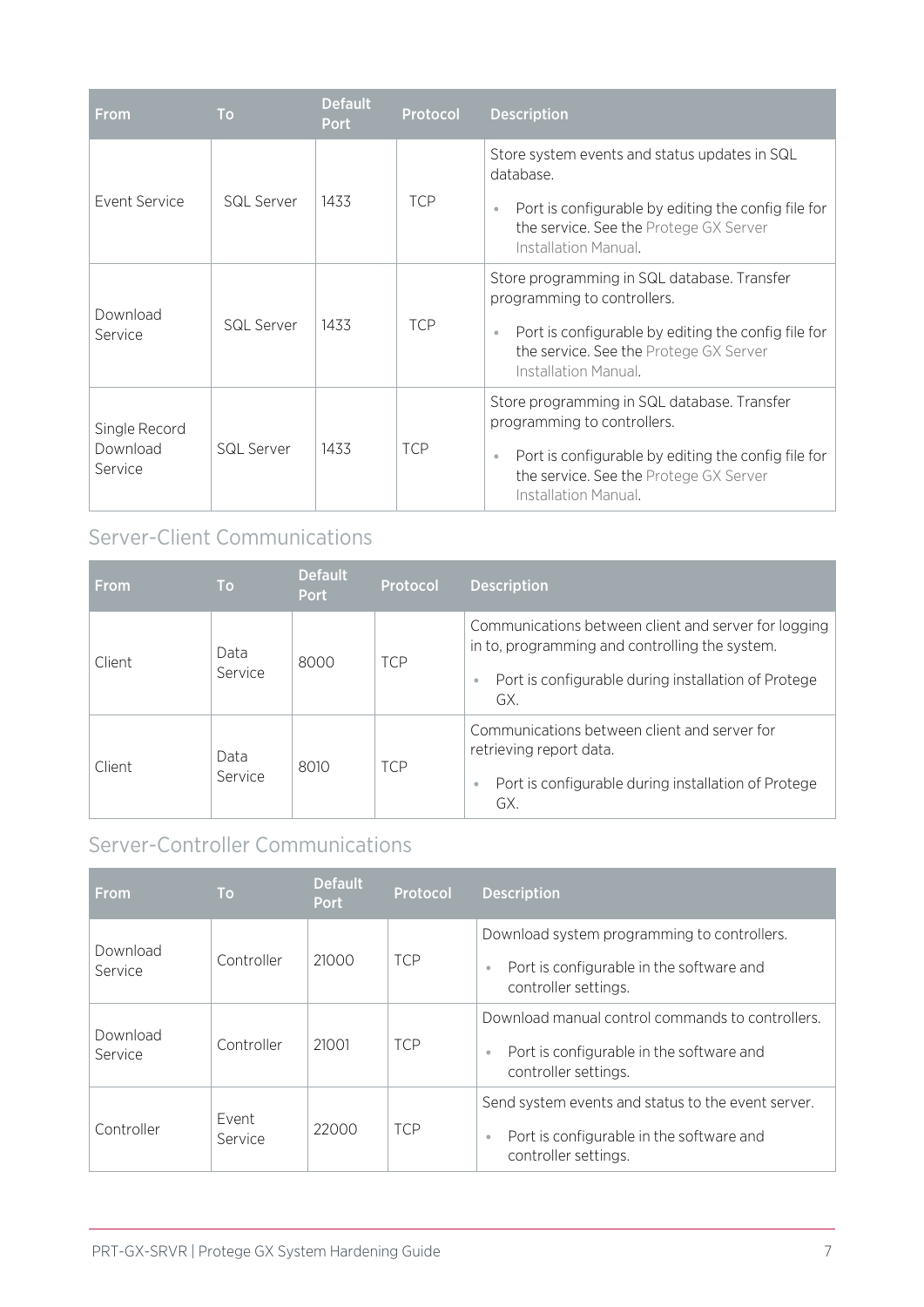| From | To | Default Port | Protocol | Description |
|---|---|---|---|---|
| Event Service | SQL Server | 1433 | TCP | Store system events and status updates in SQL database.<br>• Port is configurable by editing the config file for the service. See the Protege GX Server Installation Manual. |
| Download Service | SQL Server | 1433 | TCP | Store programming in SQL database. Transfer programming to controllers.<br>• Port is configurable by editing the config file for the service. See the Protege GX Server Installation Manual. |
| Single Record Download Service | SQL Server | 1433 | TCP | Store programming in SQL database. Transfer programming to controllers.<br>• Port is configurable by editing the config file for the service. See the Protege GX Server Installation Manual. |

## Server-Client Communications

| From | To | Default Port | Protocol | Description |
|---|---|---|---|---|
| Client | Data Service | 8000 | TCP | Communications between client and server for logging in to, programming and controlling the system.<br>• Port is configurable during installation of Protege GX. |
| Client | Data Service | 8010 | TCP | Communications between client and server for retrieving report data.<br>• Port is configurable during installation of Protege GX. |

## Server-Controller Communications

| From | To | Default Port | Protocol | Description |
|---|---|---|---|---|
| Download Service | Controller | 21000 | TCP | Download system programming to controllers.<br>• Port is configurable in the software and controller settings. |
| Download Service | Controller | 21001 | TCP | Download manual control commands to controllers.<br>• Port is configurable in the software and controller settings. |
| Controller | Event Service | 22000 | TCP | Send system events and status to the event server.<br>• Port is configurable in the software and controller settings. |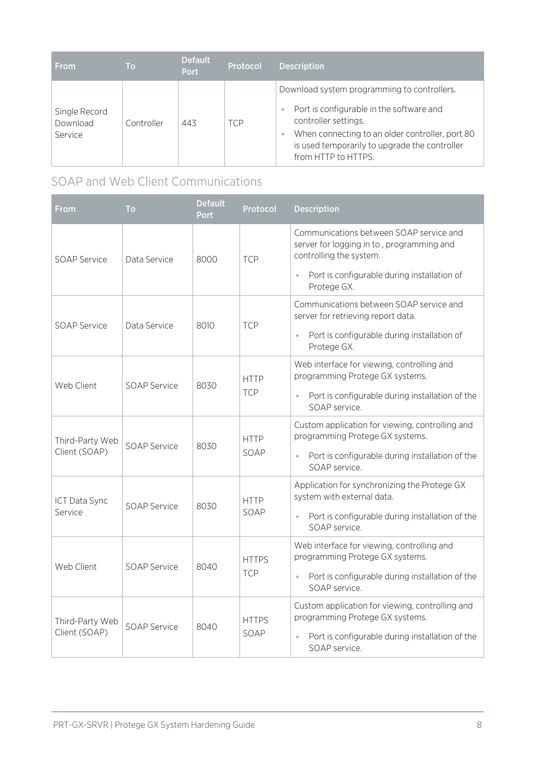| From | To | Default Port | Protocol | Description |
|---|---|---|---|---|
| Single Record Download Service | Controller | 443 | TCP | Download system programming to controllers.<br>• Port is configurable in the software and controller settings.<br>• When connecting to an older controller, port 80 is used temporarily to upgrade the controller from HTTP to HTTPS. |

## SOAP and Web Client Communications

| From | To | Default Port | Protocol | Description |
|---|---|---|---|---|
| SOAP Service | Data Service | 8000 | TCP | Communications between SOAP service and server for logging in to , programming and controlling the system.<br>• Port is configurable during installation of Protege GX. |
| SOAP Service | Data Service | 8010 | TCP | Communications between SOAP service and server for retrieving report data.<br>• Port is configurable during installation of Protege GX. |
| Web Client | SOAP Service | 8030 | HTTP TCP | Web interface for viewing, controlling and programming Protege GX systems.<br>• Port is configurable during installation of the SOAP service. |
| Third-Party Web Client (SOAP) | SOAP Service | 8030 | HTTP SOAP | Custom application for viewing, controlling and programming Protege GX systems.<br>• Port is configurable during installation of the SOAP service. |
| ICT Data Sync Service | SOAP Service | 8030 | HTTP SOAP | Application for synchronizing the Protege GX system with external data.<br>• Port is configurable during installation of the SOAP service. |
| Web Client | SOAP Service | 8040 | HTTPS TCP | Web interface for viewing, controlling and programming Protege GX systems.<br>• Port is configurable during installation of the SOAP service. |
| Third-Party Web Client (SOAP) | SOAP Service | 8040 | HTTPS SOAP | Custom application for viewing, controlling and programming Protege GX systems.<br>• Port is configurable during installation of the SOAP service. |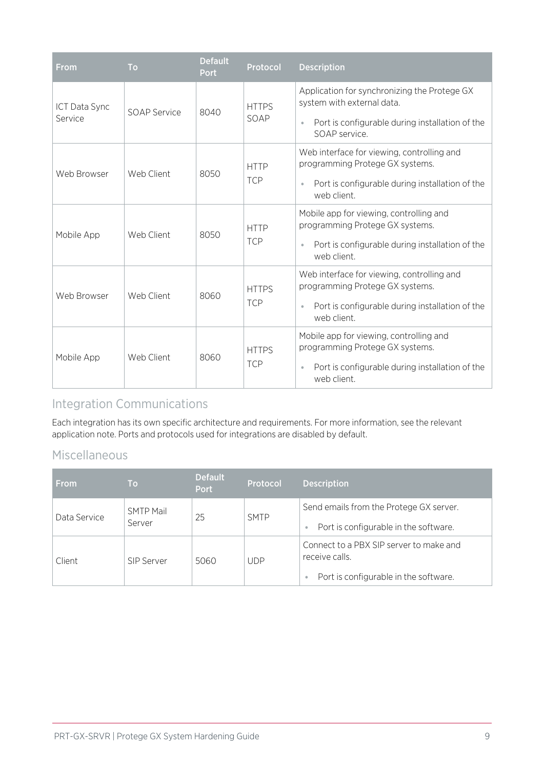| From | To | Default Port | Protocol | Description |
|---|---|---|---|---|
| ICT Data Sync Service | SOAP Service | 8040 | HTTPS SOAP | Application for synchronizing the Protege GX system with external data.<br>• Port is configurable during installation of the SOAP service. |
| Web Browser | Web Client | 8050 | HTTP TCP | Web interface for viewing, controlling and programming Protege GX systems.<br>• Port is configurable during installation of the web client. |
| Mobile App | Web Client | 8050 | HTTP TCP | Mobile app for viewing, controlling and programming Protege GX systems.<br>• Port is configurable during installation of the web client. |
| Web Browser | Web Client | 8060 | HTTPS TCP | Web interface for viewing, controlling and programming Protege GX systems.<br>• Port is configurable during installation of the web client. |
| Mobile App | Web Client | 8060 | HTTPS TCP | Mobile app for viewing, controlling and programming Protege GX systems.<br>• Port is configurable during installation of the web client. |

## Integration Communications

Each integration has its own specific architecture and requirements. For more information, see the relevant application note. Ports and protocols used for integrations are disabled by default.

## Miscellaneous

| From | To | Default Port | Protocol | Description |
|---|---|---|---|---|
| Data Service | SMTP Mail Server | 25 | SMTP | Send emails from the Protege GX server.<br>• Port is configurable in the software. |
| Client | SIP Server | 5060 | UDP | Connect to a PBX SIP server to make and receive calls.<br>• Port is configurable in the software. |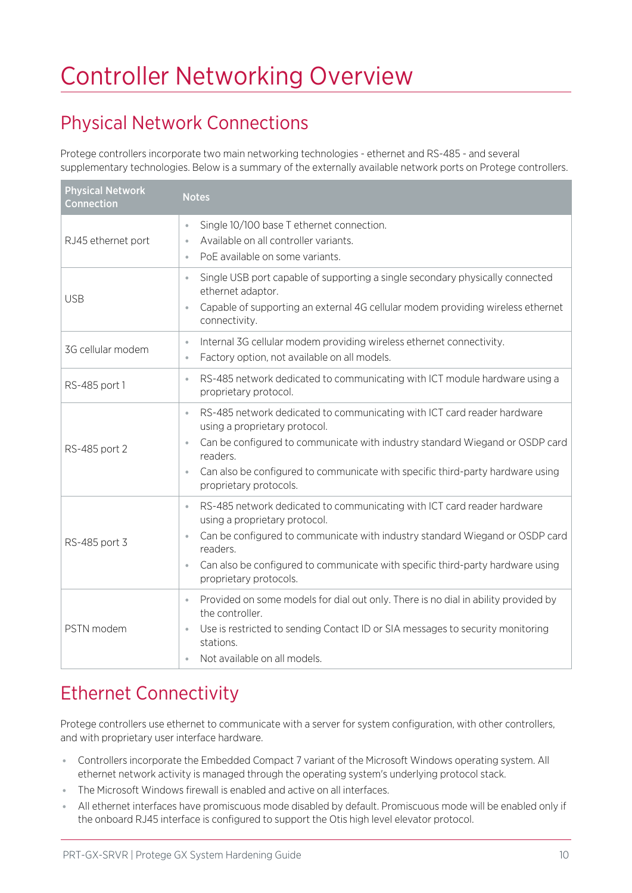# Controller Networking Overview

## Physical Network Connections

Protege controllers incorporate two main networking technologies - ethernet and RS-485 - and several supplementary technologies. Below is a summary of the externally available network ports on Protege controllers.

| Physical Network Connection | Notes |
|---|---|
| RJ45 ethernet port | • Single 10/100 base T ethernet connection.<br>• Available on all controller variants.<br>• PoE available on some variants. |
| USB | • Single USB port capable of supporting a single secondary physically connected ethernet adaptor.<br>• Capable of supporting an external 4G cellular modem providing wireless ethernet connectivity. |
| 3G cellular modem | • Internal 3G cellular modem providing wireless ethernet connectivity.<br>• Factory option, not available on all models. |
| RS-485 port 1 | • RS-485 network dedicated to communicating with ICT module hardware using a proprietary protocol. |
| RS-485 port 2 | • RS-485 network dedicated to communicating with ICT card reader hardware using a proprietary protocol.<br>• Can be configured to communicate with industry standard Wiegand or OSDP card readers.<br>• Can also be configured to communicate with specific third-party hardware using proprietary protocols. |
| RS-485 port 3 | • RS-485 network dedicated to communicating with ICT card reader hardware using a proprietary protocol.<br>• Can be configured to communicate with industry standard Wiegand or OSDP card readers.<br>• Can also be configured to communicate with specific third-party hardware using proprietary protocols. |
| PSTN modem | • Provided on some models for dial out only. There is no dial in ability provided by the controller.<br>• Use is restricted to sending Contact ID or SIA messages to security monitoring stations.<br>• Not available on all models. |

## Ethernet Connectivity

Protege controllers use ethernet to communicate with a server for system configuration, with other controllers, and with proprietary user interface hardware.

- Controllers incorporate the Embedded Compact 7 variant of the Microsoft Windows operating system. All ethernet network activity is managed through the operating system's underlying protocol stack.
- The Microsoft Windows firewall is enabled and active on all interfaces.
- All ethernet interfaces have promiscuous mode disabled by default. Promiscuous mode will be enabled only if the onboard RJ45 interface is configured to support the Otis high level elevator protocol.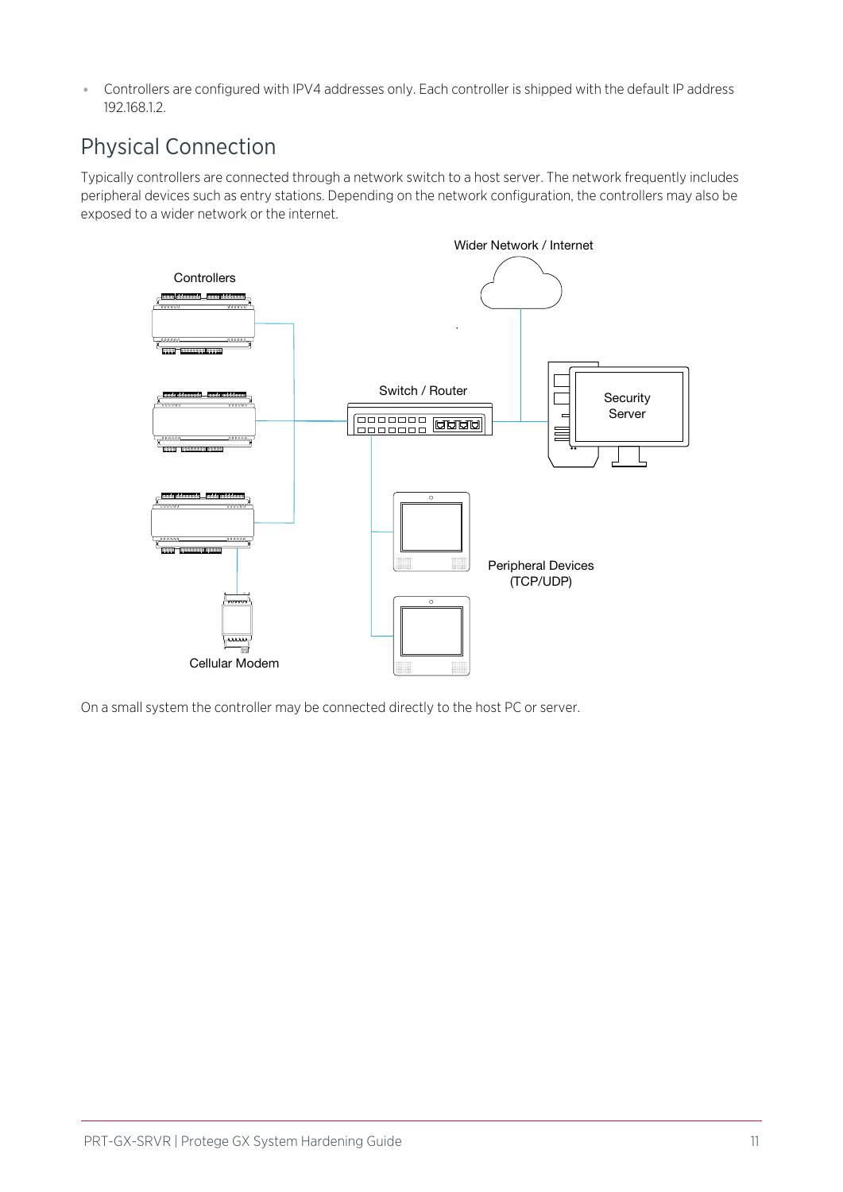- Controllers are configured with IPV4 addresses only. Each controller is shipped with the default IP address 192.168.1.2.

## Physical Connection

Typically controllers are connected through a network switch to a host server. The network frequently includes peripheral devices such as entry stations. Depending on the network configuration, the controllers may also be exposed to a wider network or the internet.

On a small system the controller may be connected directly to the host PC or server.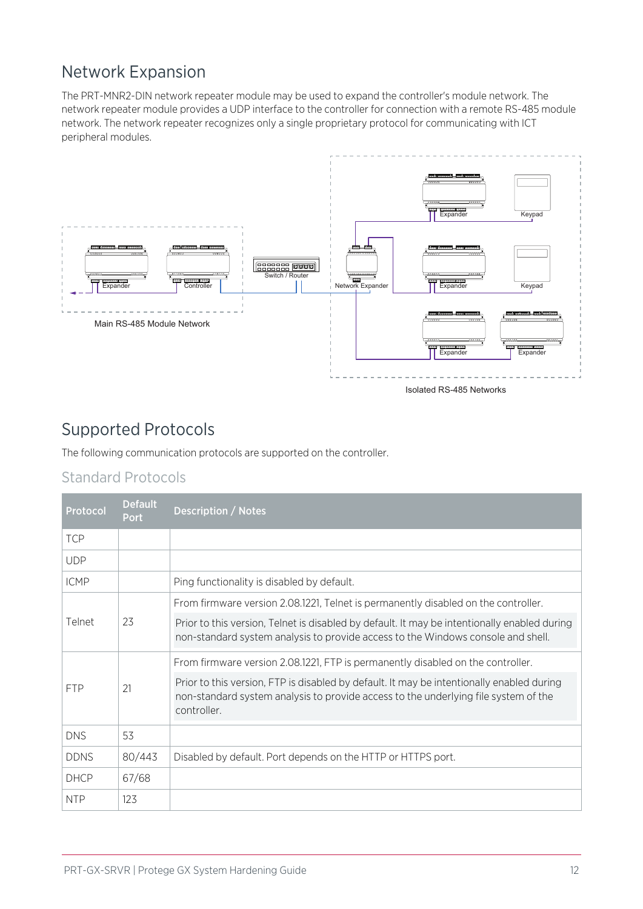## Network Expansion

The PRT-MNR2-DIN network repeater module may be used to expand the controller's module network. The network repeater module provides a UDP interface to the controller for connection with a remote RS-485 module network. The network repeater recognizes only a single proprietary protocol for communicating with ICT peripheral modules.

Main RS-485 Module Network

Isolated RS-485 Networks

## Supported Protocols

The following communication protocols are supported on the controller.

### Standard Protocols

| Protocol | Default Port | Description / Notes |
|---|---|---|
| TCP | | |
| UDP | | |
| ICMP | | Ping functionality is disabled by default. |
| Telnet | 23 | From firmware version 2.08.1221, Telnet is permanently disabled on the controller. Prior to this version, Telnet is disabled by default. It may be intentionally enabled during non-standard system analysis to provide access to the Windows console and shell. |
| FTP | 21 | From firmware version 2.08.1221, FTP is permanently disabled on the controller. Prior to this version, FTP is disabled by default. It may be intentionally enabled during non-standard system analysis to provide access to the underlying file system of the controller. |
| DNS | 53 | |
| DDNS | 80/443 | Disabled by default. Port depends on the HTTP or HTTPS port. |
| DHCP | 67/68 | |
| NTP | 123 | |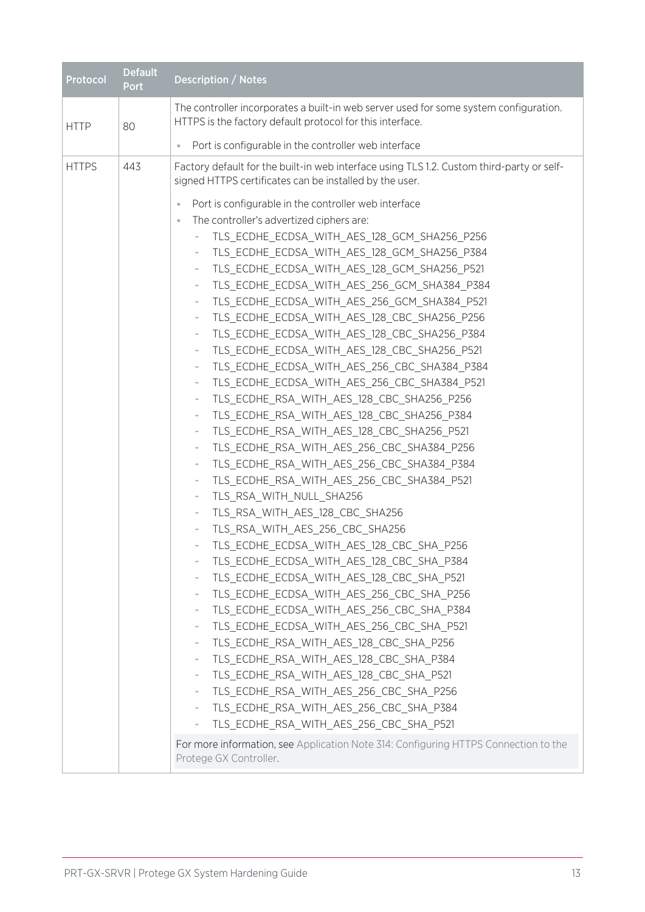| Protocol | Default Port | Description / Notes |
|---|---|---|
| HTTP | 80 | The controller incorporates a built-in web server used for some system configuration. HTTPS is the factory default protocol for this interface.<br><br>• Port is configurable in the controller web interface |
| HTTPS | 443 | Factory default for the built-in web interface using TLS 1.2. Custom third-party or self-signed HTTPS certificates can be installed by the user.<br><br>• Port is configurable in the controller web interface<br>• The controller's advertized ciphers are:<br>  - TLS_ECDHE_ECDSA_WITH_AES_128_GCM_SHA256_P256<br>  - TLS_ECDHE_ECDSA_WITH_AES_128_GCM_SHA256_P384<br>  - TLS_ECDHE_ECDSA_WITH_AES_128_GCM_SHA256_P521<br>  - TLS_ECDHE_ECDSA_WITH_AES_256_GCM_SHA384_P384<br>  - TLS_ECDHE_ECDSA_WITH_AES_256_GCM_SHA384_P521<br>  - TLS_ECDHE_ECDSA_WITH_AES_128_CBC_SHA256_P256<br>  - TLS_ECDHE_ECDSA_WITH_AES_128_CBC_SHA256_P384<br>  - TLS_ECDHE_ECDSA_WITH_AES_128_CBC_SHA256_P521<br>  - TLS_ECDHE_ECDSA_WITH_AES_256_CBC_SHA384_P384<br>  - TLS_ECDHE_ECDSA_WITH_AES_256_CBC_SHA384_P521<br>  - TLS_ECDHE_RSA_WITH_AES_128_CBC_SHA256_P256<br>  - TLS_ECDHE_RSA_WITH_AES_128_CBC_SHA256_P384<br>  - TLS_ECDHE_RSA_WITH_AES_128_CBC_SHA256_P521<br>  - TLS_ECDHE_RSA_WITH_AES_256_CBC_SHA384_P256<br>  - TLS_ECDHE_RSA_WITH_AES_256_CBC_SHA384_P384<br>  - TLS_ECDHE_RSA_WITH_AES_256_CBC_SHA384_P521<br>  - TLS_RSA_WITH_NULL_SHA256<br>  - TLS_RSA_WITH_AES_128_CBC_SHA256<br>  - TLS_RSA_WITH_AES_256_CBC_SHA256<br>  - TLS_ECDHE_ECDSA_WITH_AES_128_CBC_SHA_P256<br>  - TLS_ECDHE_ECDSA_WITH_AES_128_CBC_SHA_P384<br>  - TLS_ECDHE_ECDSA_WITH_AES_128_CBC_SHA_P521<br>  - TLS_ECDHE_ECDSA_WITH_AES_256_CBC_SHA_P256<br>  - TLS_ECDHE_ECDSA_WITH_AES_256_CBC_SHA_P384<br>  - TLS_ECDHE_ECDSA_WITH_AES_256_CBC_SHA_P521<br>  - TLS_ECDHE_RSA_WITH_AES_128_CBC_SHA_P256<br>  - TLS_ECDHE_RSA_WITH_AES_128_CBC_SHA_P384<br>  - TLS_ECDHE_RSA_WITH_AES_128_CBC_SHA_P521<br>  - TLS_ECDHE_RSA_WITH_AES_256_CBC_SHA_P256<br>  - TLS_ECDHE_RSA_WITH_AES_256_CBC_SHA_P384<br>  - TLS_ECDHE_RSA_WITH_AES_256_CBC_SHA_P521<br><br>For more information, see Application Note 314: Configuring HTTPS Connection to the Protege GX Controller. |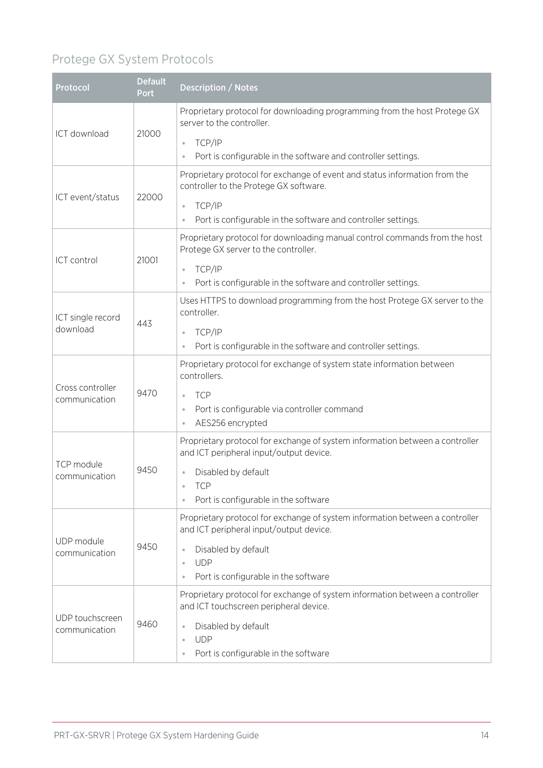## Protege GX System Protocols

| Protocol | Default Port | Description / Notes |
| --- | --- | --- |
| ICT download | 21000 | Proprietary protocol for downloading programming from the host Protege GX server to the controller.<br>• TCP/IP<br>• Port is configurable in the software and controller settings. |
| ICT event/status | 22000 | Proprietary protocol for exchange of event and status information from the controller to the Protege GX software.<br>• TCP/IP<br>• Port is configurable in the software and controller settings. |
| ICT control | 21001 | Proprietary protocol for downloading manual control commands from the host Protege GX server to the controller.<br>• TCP/IP<br>• Port is configurable in the software and controller settings. |
| ICT single record download | 443 | Uses HTTPS to download programming from the host Protege GX server to the controller.<br>• TCP/IP<br>• Port is configurable in the software and controller settings. |
| Cross controller communication | 9470 | Proprietary protocol for exchange of system state information between controllers.<br>• TCP<br>• Port is configurable via controller command<br>• AES256 encrypted |
| TCP module communication | 9450 | Proprietary protocol for exchange of system information between a controller and ICT peripheral input/output device.<br>• Disabled by default<br>• TCP<br>• Port is configurable in the software |
| UDP module communication | 9450 | Proprietary protocol for exchange of system information between a controller and ICT peripheral input/output device.<br>• Disabled by default<br>• UDP<br>• Port is configurable in the software |
| UDP touchscreen communication | 9460 | Proprietary protocol for exchange of system information between a controller and ICT touchscreen peripheral device.<br>• Disabled by default<br>• UDP<br>• Port is configurable in the software |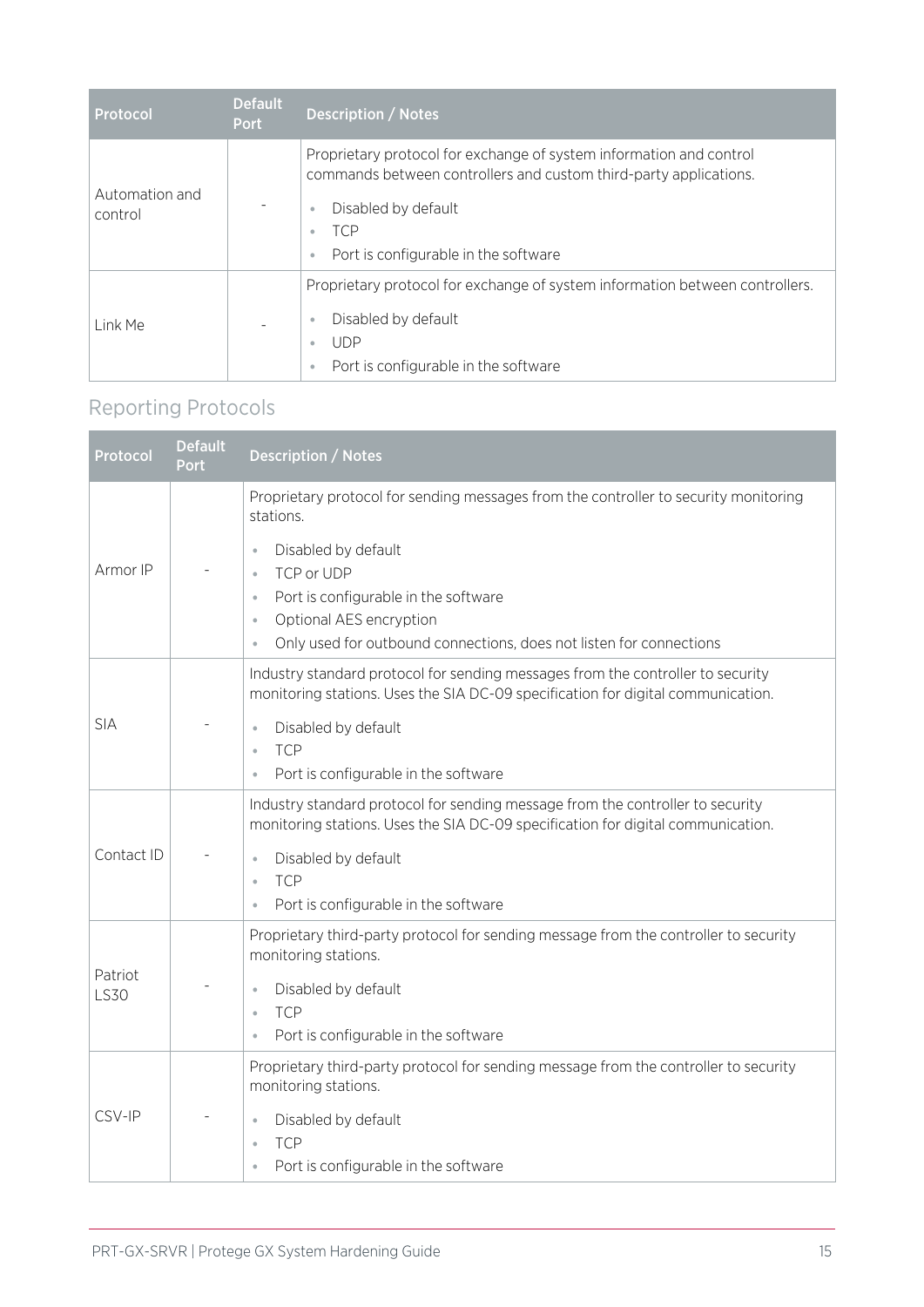| Protocol | Default Port | Description / Notes |
|---|---|---|
| Automation and control | - | Proprietary protocol for exchange of system information and control commands between controllers and custom third-party applications.<br>• Disabled by default<br>• TCP<br>• Port is configurable in the software |
| Link Me | - | Proprietary protocol for exchange of system information between controllers.<br>• Disabled by default<br>• UDP<br>• Port is configurable in the software |

## Reporting Protocols

| Protocol | Default Port | Description / Notes |
|---|---|---|
| Armor IP | - | Proprietary protocol for sending messages from the controller to security monitoring stations.<br>• Disabled by default<br>• TCP or UDP<br>• Port is configurable in the software<br>• Optional AES encryption<br>• Only used for outbound connections, does not listen for connections |
| SIA | - | Industry standard protocol for sending messages from the controller to security monitoring stations. Uses the SIA DC-09 specification for digital communication.<br>• Disabled by default<br>• TCP<br>• Port is configurable in the software |
| Contact ID | - | Industry standard protocol for sending message from the controller to security monitoring stations. Uses the SIA DC-09 specification for digital communication.<br>• Disabled by default<br>• TCP<br>• Port is configurable in the software |
| Patriot LS30 | - | Proprietary third-party protocol for sending message from the controller to security monitoring stations.<br>• Disabled by default<br>• TCP<br>• Port is configurable in the software |
| CSV-IP | - | Proprietary third-party protocol for sending message from the controller to security monitoring stations.<br>• Disabled by default<br>• TCP<br>• Port is configurable in the software |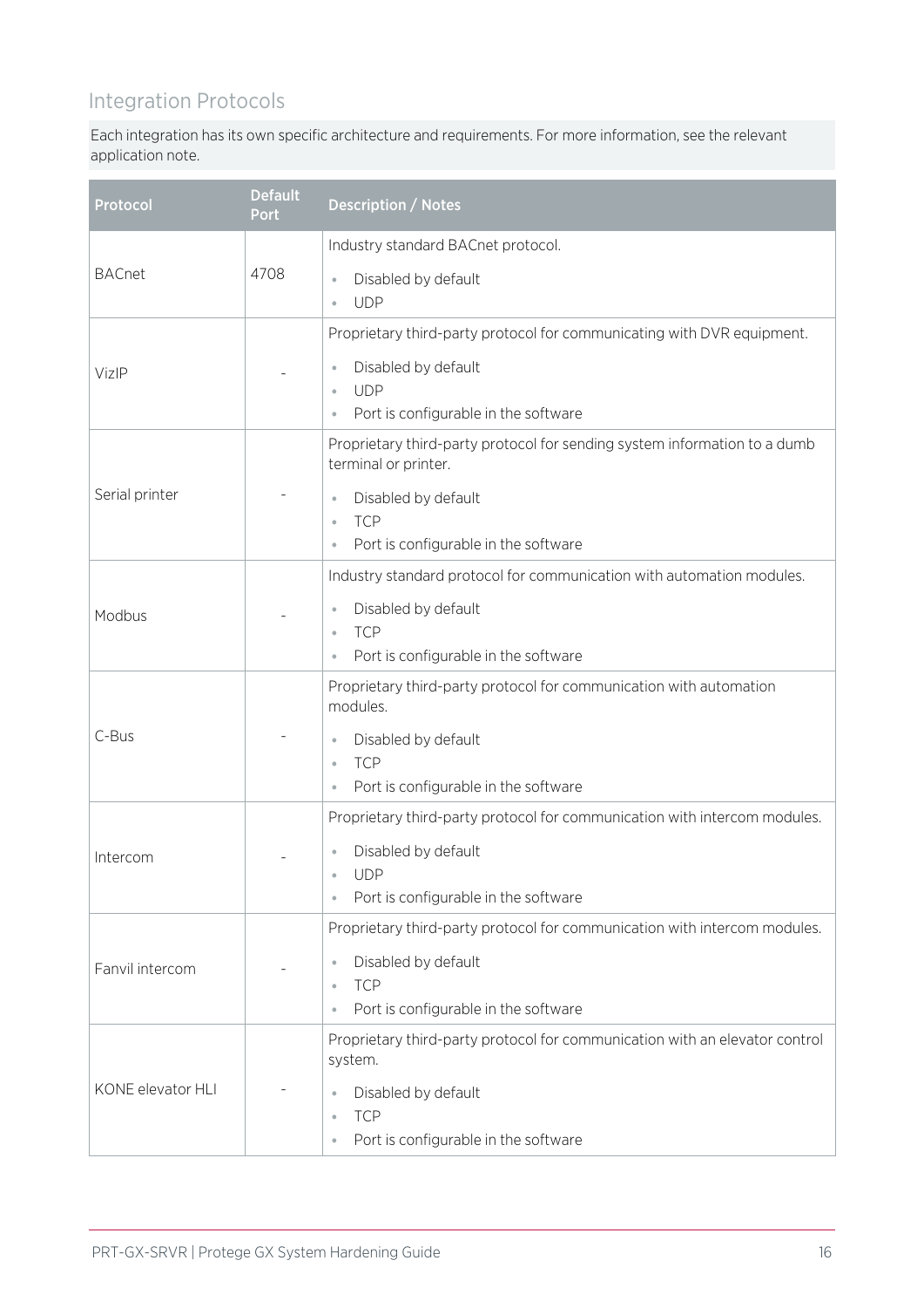## Integration Protocols

Each integration has its own specific architecture and requirements. For more information, see the relevant application note.

| Protocol | Default Port | Description / Notes |
|---|---|---|
| BACnet | 4708 | Industry standard BACnet protocol.<br>• Disabled by default<br>• UDP |
| VizIP | - | Proprietary third-party protocol for communicating with DVR equipment.<br>• Disabled by default<br>• UDP<br>• Port is configurable in the software |
| Serial printer | - | Proprietary third-party protocol for sending system information to a dumb terminal or printer.<br>• Disabled by default<br>• TCP<br>• Port is configurable in the software |
| Modbus | - | Industry standard protocol for communication with automation modules.<br>• Disabled by default<br>• TCP<br>• Port is configurable in the software |
| C-Bus | - | Proprietary third-party protocol for communication with automation modules.<br>• Disabled by default<br>• TCP<br>• Port is configurable in the software |
| Intercom | - | Proprietary third-party protocol for communication with intercom modules.<br>• Disabled by default<br>• UDP<br>• Port is configurable in the software |
| Fanvil intercom | - | Proprietary third-party protocol for communication with intercom modules.<br>• Disabled by default<br>• TCP<br>• Port is configurable in the software |
| KONE elevator HLI | - | Proprietary third-party protocol for communication with an elevator control system.<br>• Disabled by default<br>• TCP<br>• Port is configurable in the software |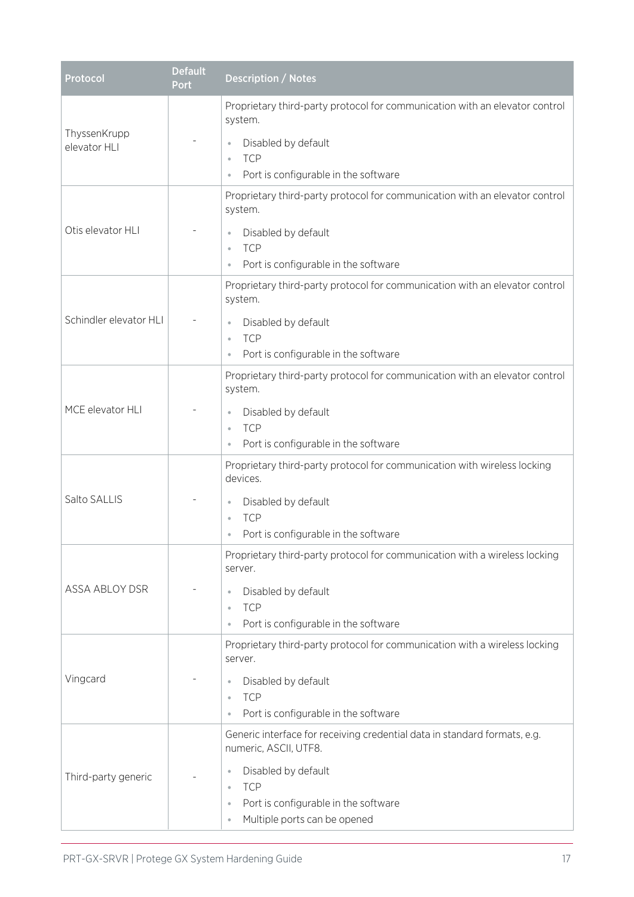| Protocol | Default Port | Description / Notes |
|---|---|---|
| ThyssenKrupp elevator HLI | - | Proprietary third-party protocol for communication with an elevator control system.<br>• Disabled by default<br>• TCP<br>• Port is configurable in the software |
| Otis elevator HLI | - | Proprietary third-party protocol for communication with an elevator control system.<br>• Disabled by default<br>• TCP<br>• Port is configurable in the software |
| Schindler elevator HLI | - | Proprietary third-party protocol for communication with an elevator control system.<br>• Disabled by default<br>• TCP<br>• Port is configurable in the software |
| MCE elevator HLI | - | Proprietary third-party protocol for communication with an elevator control system.<br>• Disabled by default<br>• TCP<br>• Port is configurable in the software |
| Salto SALLIS | - | Proprietary third-party protocol for communication with wireless locking devices.<br>• Disabled by default<br>• TCP<br>• Port is configurable in the software |
| ASSA ABLOY DSR | - | Proprietary third-party protocol for communication with a wireless locking server.<br>• Disabled by default<br>• TCP<br>• Port is configurable in the software |
| Vingcard | - | Proprietary third-party protocol for communication with a wireless locking server.<br>• Disabled by default<br>• TCP<br>• Port is configurable in the software |
| Third-party generic | - | Generic interface for receiving credential data in standard formats, e.g. numeric, ASCII, UTF8.<br>• Disabled by default<br>• TCP<br>• Port is configurable in the software<br>• Multiple ports can be opened |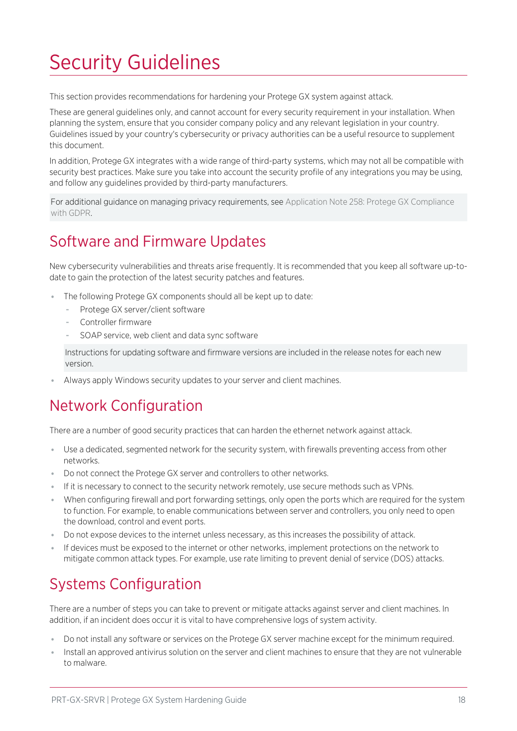# Security Guidelines

This section provides recommendations for hardening your Protege GX system against attack.

These are general guidelines only, and cannot account for every security requirement in your installation. When planning the system, ensure that you consider company policy and any relevant legislation in your country. Guidelines issued by your country's cybersecurity or privacy authorities can be a useful resource to supplement this document.

In addition, Protege GX integrates with a wide range of third-party systems, which may not all be compatible with security best practices. Make sure you take into account the security profile of any integrations you may be using, and follow any guidelines provided by third-party manufacturers.

> For additional guidance on managing privacy requirements, see Application Note 258: Protege GX Compliance with GDPR.

## Software and Firmware Updates

New cybersecurity vulnerabilities and threats arise frequently. It is recommended that you keep all software up-to-date to gain the protection of the latest security patches and features.

- The following Protege GX components should all be kept up to date:
  - Protege GX server/client software
  - Controller firmware
  - SOAP service, web client and data sync software

  > Instructions for updating software and firmware versions are included in the release notes for each new version.

- Always apply Windows security updates to your server and client machines.

## Network Configuration

There are a number of good security practices that can harden the ethernet network against attack.

- Use a dedicated, segmented network for the security system, with firewalls preventing access from other networks.
- Do not connect the Protege GX server and controllers to other networks.
- If it is necessary to connect to the security network remotely, use secure methods such as VPNs.
- When configuring firewall and port forwarding settings, only open the ports which are required for the system to function. For example, to enable communications between server and controllers, you only need to open the download, control and event ports.
- Do not expose devices to the internet unless necessary, as this increases the possibility of attack.
- If devices must be exposed to the internet or other networks, implement protections on the network to mitigate common attack types. For example, use rate limiting to prevent denial of service (DOS) attacks.

## Systems Configuration

There are a number of steps you can take to prevent or mitigate attacks against server and client machines. In addition, if an incident does occur it is vital to have comprehensive logs of system activity.

- Do not install any software or services on the Protege GX server machine except for the minimum required.
- Install an approved antivirus solution on the server and client machines to ensure that they are not vulnerable to malware.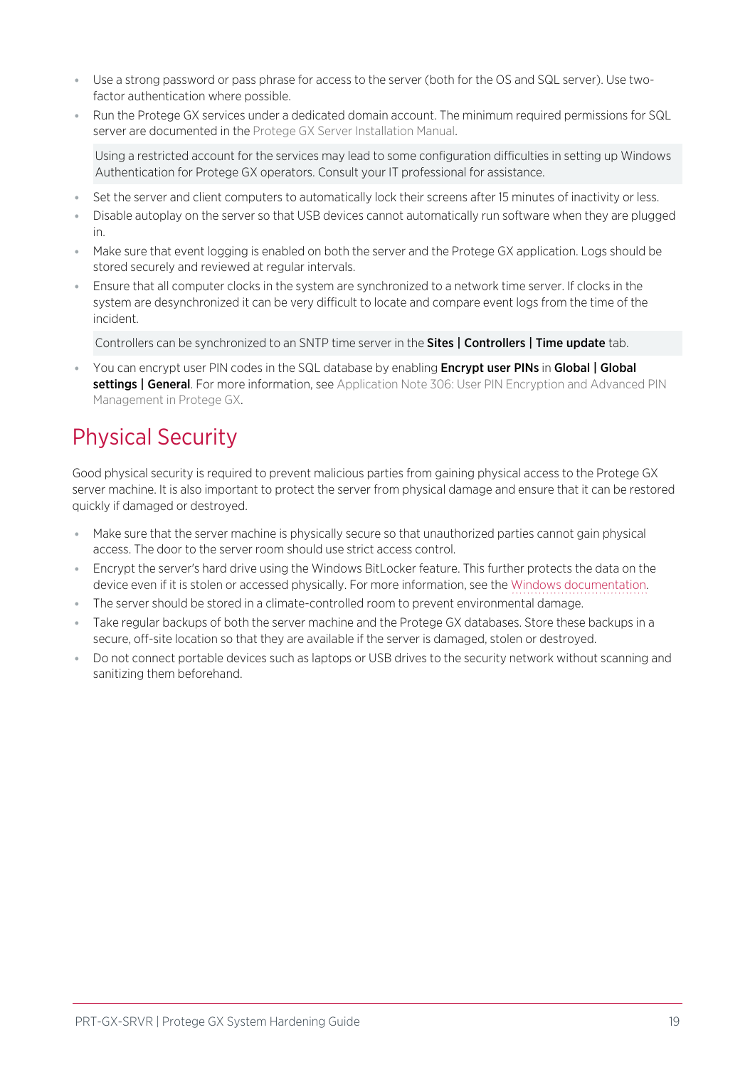- Use a strong password or pass phrase for access to the server (both for the OS and SQL server). Use two-factor authentication where possible.
- Run the Protege GX services under a dedicated domain account. The minimum required permissions for SQL server are documented in the Protege GX Server Installation Manual.

  Using a restricted account for the services may lead to some configuration difficulties in setting up Windows Authentication for Protege GX operators. Consult your IT professional for assistance.

- Set the server and client computers to automatically lock their screens after 15 minutes of inactivity or less.
- Disable autoplay on the server so that USB devices cannot automatically run software when they are plugged in.
- Make sure that event logging is enabled on both the server and the Protege GX application. Logs should be stored securely and reviewed at regular intervals.
- Ensure that all computer clocks in the system are synchronized to a network time server. If clocks in the system are desynchronized it can be very difficult to locate and compare event logs from the time of the incident.

  Controllers can be synchronized to an SNTP time server in the **Sites | Controllers | Time update** tab.

- You can encrypt user PIN codes in the SQL database by enabling **Encrypt user PINs** in **Global | Global settings | General**. For more information, see Application Note 306: User PIN Encryption and Advanced PIN Management in Protege GX.

# Physical Security

Good physical security is required to prevent malicious parties from gaining physical access to the Protege GX server machine. It is also important to protect the server from physical damage and ensure that it can be restored quickly if damaged or destroyed.

- Make sure that the server machine is physically secure so that unauthorized parties cannot gain physical access. The door to the server room should use strict access control.
- Encrypt the server's hard drive using the Windows BitLocker feature. This further protects the data on the device even if it is stolen or accessed physically. For more information, see the Windows documentation.
- The server should be stored in a climate-controlled room to prevent environmental damage.
- Take regular backups of both the server machine and the Protege GX databases. Store these backups in a secure, off-site location so that they are available if the server is damaged, stolen or destroyed.
- Do not connect portable devices such as laptops or USB drives to the security network without scanning and sanitizing them beforehand.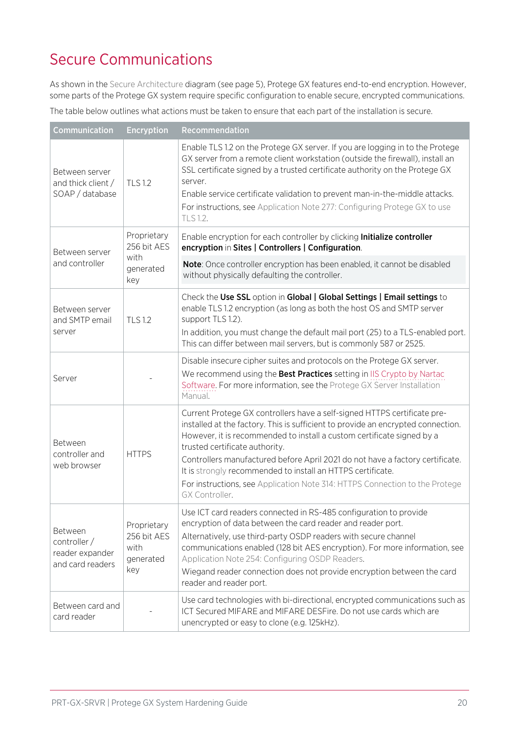# Secure Communications

As shown in the Secure Architecture diagram (see page 5), Protege GX features end-to-end encryption. However, some parts of the Protege GX system require specific configuration to enable secure, encrypted communications.

The table below outlines what actions must be taken to ensure that each part of the installation is secure.

| Communication | Encryption | Recommendation |
|---|---|---|
| Between server and thick client / SOAP / database | TLS 1.2 | Enable TLS 1.2 on the Protege GX server. If you are logging in to the Protege GX server from a remote client workstation (outside the firewall), install an SSL certificate signed by a trusted certificate authority on the Protege GX server.<br>Enable service certificate validation to prevent man-in-the-middle attacks.<br>For instructions, see Application Note 277: Configuring Protege GX to use TLS 1.2. |
| Between server and controller | Proprietary 256 bit AES with generated key | Enable encryption for each controller by clicking **Initialize controller encryption** in **Sites \| Controllers \| Configuration**.<br>**Note**: Once controller encryption has been enabled, it cannot be disabled without physically defaulting the controller. |
| Between server and SMTP email server | TLS 1.2 | Check the **Use SSL** option in **Global \| Global Settings \| Email settings** to enable TLS 1.2 encryption (as long as both the host OS and SMTP server support TLS 1.2).<br>In addition, you must change the default mail port (25) to a TLS-enabled port. This can differ between mail servers, but is commonly 587 or 2525. |
| Server | - | Disable insecure cipher suites and protocols on the Protege GX server.<br>We recommend using the **Best Practices** setting in IIS Crypto by Nartac Software. For more information, see the Protege GX Server Installation Manual. |
| Between controller and web browser | HTTPS | Current Protege GX controllers have a self-signed HTTPS certificate pre-installed at the factory. This is sufficient to provide an encrypted connection. However, it is recommended to install a custom certificate signed by a trusted certificate authority.<br>Controllers manufactured before April 2021 do not have a factory certificate. It is strongly recommended to install an HTTPS certificate.<br>For instructions, see Application Note 314: HTTPS Connection to the Protege GX Controller. |
| Between controller / reader expander and card readers | Proprietary 256 bit AES with generated key | Use ICT card readers connected in RS-485 configuration to provide encryption of data between the card reader and reader port.<br>Alternatively, use third-party OSDP readers with secure channel communications enabled (128 bit AES encryption). For more information, see Application Note 254: Configuring OSDP Readers.<br>Wiegand reader connection does not provide encryption between the card reader and reader port. |
| Between card and card reader | - | Use card technologies with bi-directional, encrypted communications such as ICT Secured MIFARE and MIFARE DESFire. Do not use cards which are unencrypted or easy to clone (e.g. 125kHz). |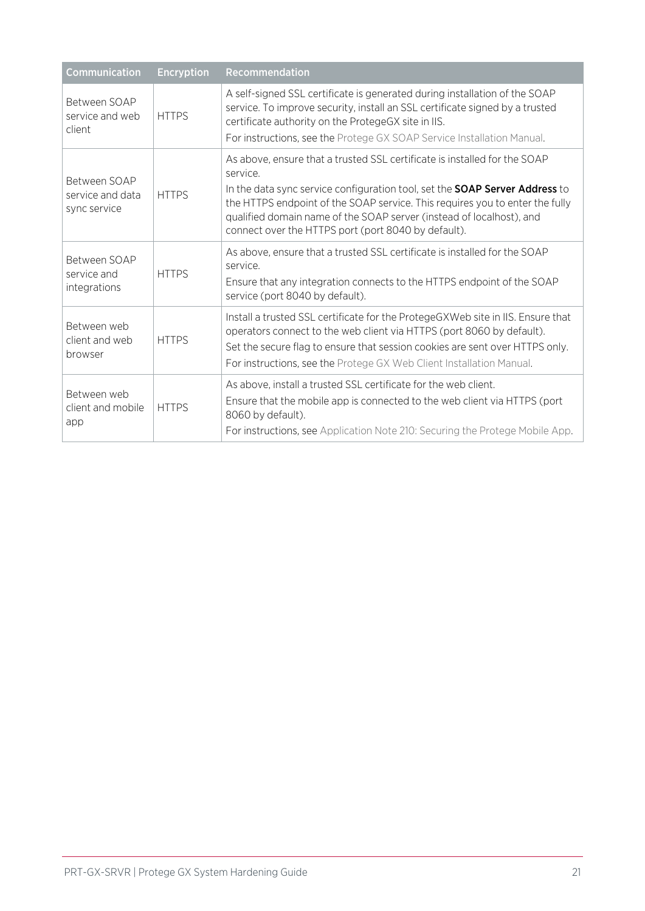| Communication | Encryption | Recommendation |
| --- | --- | --- |
| Between SOAP service and web client | HTTPS | A self-signed SSL certificate is generated during installation of the SOAP service. To improve security, install an SSL certificate signed by a trusted certificate authority on the ProtegeGX site in IIS.<br>For instructions, see the Protege GX SOAP Service Installation Manual. |
| Between SOAP service and data sync service | HTTPS | As above, ensure that a trusted SSL certificate is installed for the SOAP service.<br>In the data sync service configuration tool, set the **SOAP Server Address** to the HTTPS endpoint of the SOAP service. This requires you to enter the fully qualified domain name of the SOAP server (instead of localhost), and connect over the HTTPS port (port 8040 by default). |
| Between SOAP service and integrations | HTTPS | As above, ensure that a trusted SSL certificate is installed for the SOAP service.<br>Ensure that any integration connects to the HTTPS endpoint of the SOAP service (port 8040 by default). |
| Between web client and web browser | HTTPS | Install a trusted SSL certificate for the ProtegeGXWeb site in IIS. Ensure that operators connect to the web client via HTTPS (port 8060 by default).<br>Set the secure flag to ensure that session cookies are sent over HTTPS only.<br>For instructions, see the Protege GX Web Client Installation Manual. |
| Between web client and mobile app | HTTPS | As above, install a trusted SSL certificate for the web client.<br>Ensure that the mobile app is connected to the web client via HTTPS (port 8060 by default).<br>For instructions, see Application Note 210: Securing the Protege Mobile App. |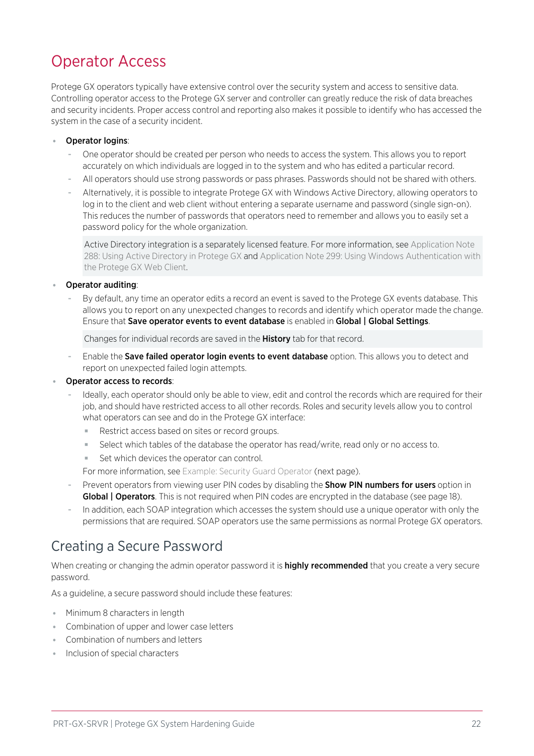# Operator Access

Protege GX operators typically have extensive control over the security system and access to sensitive data. Controlling operator access to the Protege GX server and controller can greatly reduce the risk of data breaches and security incidents. Proper access control and reporting also makes it possible to identify who has accessed the system in the case of a security incident.

- **Operator logins**:
  - One operator should be created per person who needs to access the system. This allows you to report accurately on which individuals are logged in to the system and who has edited a particular record.
  - All operators should use strong passwords or pass phrases. Passwords should not be shared with others.
  - Alternatively, it is possible to integrate Protege GX with Windows Active Directory, allowing operators to log in to the client and web client without entering a separate username and password (single sign-on). This reduces the number of passwords that operators need to remember and allows you to easily set a password policy for the whole organization.

    Active Directory integration is a separately licensed feature. For more information, see Application Note 288: Using Active Directory in Protege GX and Application Note 299: Using Windows Authentication with the Protege GX Web Client.

- **Operator auditing**:
  - By default, any time an operator edits a record an event is saved to the Protege GX events database. This allows you to report on any unexpected changes to records and identify which operator made the change. Ensure that **Save operator events to event database** is enabled in **Global | Global Settings**.

    Changes for individual records are saved in the **History** tab for that record.

  - Enable the **Save failed operator login events to event database** option. This allows you to detect and report on unexpected failed login attempts.

- **Operator access to records**:
  - Ideally, each operator should only be able to view, edit and control the records which are required for their job, and should have restricted access to all other records. Roles and security levels allow you to control what operators can see and do in the Protege GX interface:
    - Restrict access based on sites or record groups.
    - Select which tables of the database the operator has read/write, read only or no access to.
    - Set which devices the operator can control.

    For more information, see Example: Security Guard Operator (next page).
  - Prevent operators from viewing user PIN codes by disabling the **Show PIN numbers for users** option in **Global | Operators**. This is not required when PIN codes are encrypted in the database (see page 18).
  - In addition, each SOAP integration which accesses the system should use a unique operator with only the permissions that are required. SOAP operators use the same permissions as normal Protege GX operators.

# Creating a Secure Password

When creating or changing the admin operator password it is **highly recommended** that you create a very secure password.

As a guideline, a secure password should include these features:

- Minimum 8 characters in length
- Combination of upper and lower case letters
- Combination of numbers and letters
- Inclusion of special characters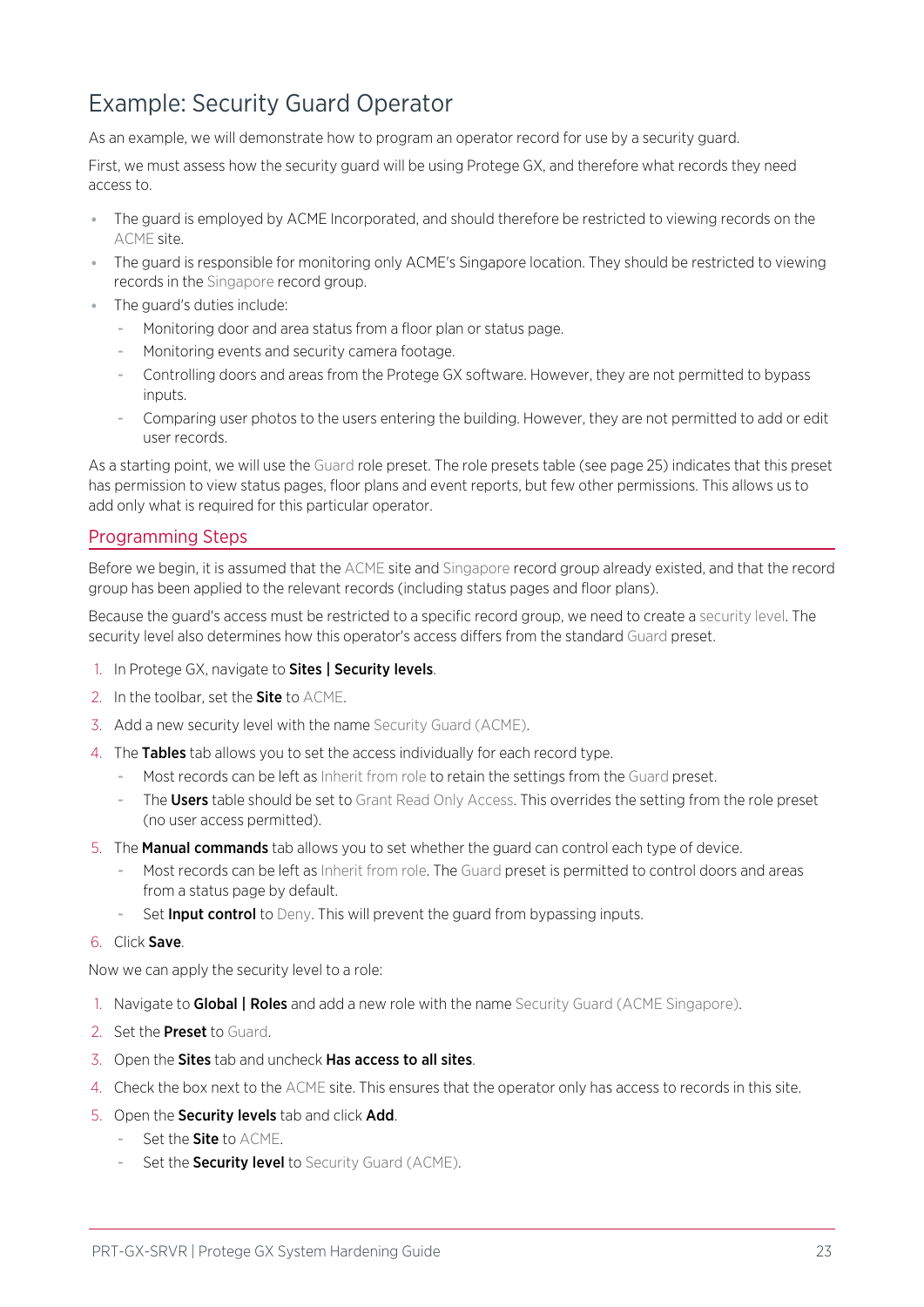# Example: Security Guard Operator

As an example, we will demonstrate how to program an operator record for use by a security guard.

First, we must assess how the security guard will be using Protege GX, and therefore what records they need access to.

- The guard is employed by ACME Incorporated, and should therefore be restricted to viewing records on the ACME site.
- The guard is responsible for monitoring only ACME's Singapore location. They should be restricted to viewing records in the Singapore record group.
- The guard's duties include:
  - Monitoring door and area status from a floor plan or status page.
  - Monitoring events and security camera footage.
  - Controlling doors and areas from the Protege GX software. However, they are not permitted to bypass inputs.
  - Comparing user photos to the users entering the building. However, they are not permitted to add or edit user records.

As a starting point, we will use the Guard role preset. The role presets table (see page 25) indicates that this preset has permission to view status pages, floor plans and event reports, but few other permissions. This allows us to add only what is required for this particular operator.

## Programming Steps

Before we begin, it is assumed that the ACME site and Singapore record group already existed, and that the record group has been applied to the relevant records (including status pages and floor plans).

Because the guard's access must be restricted to a specific record group, we need to create a security level. The security level also determines how this operator's access differs from the standard Guard preset.

1. In Protege GX, navigate to **Sites | Security levels**.
2. In the toolbar, set the **Site** to ACME.
3. Add a new security level with the name Security Guard (ACME).
4. The **Tables** tab allows you to set the access individually for each record type.
   - Most records can be left as Inherit from role to retain the settings from the Guard preset.
   - The **Users** table should be set to Grant Read Only Access. This overrides the setting from the role preset (no user access permitted).
5. The **Manual commands** tab allows you to set whether the guard can control each type of device.
   - Most records can be left as Inherit from role. The Guard preset is permitted to control doors and areas from a status page by default.
   - Set **Input control** to Deny. This will prevent the guard from bypassing inputs.
6. Click **Save**.

Now we can apply the security level to a role:

1. Navigate to **Global | Roles** and add a new role with the name Security Guard (ACME Singapore).
2. Set the **Preset** to Guard.
3. Open the **Sites** tab and uncheck **Has access to all sites**.
4. Check the box next to the ACME site. This ensures that the operator only has access to records in this site.
5. Open the **Security levels** tab and click **Add**.
   - Set the **Site** to ACME.
   - Set the **Security level** to Security Guard (ACME).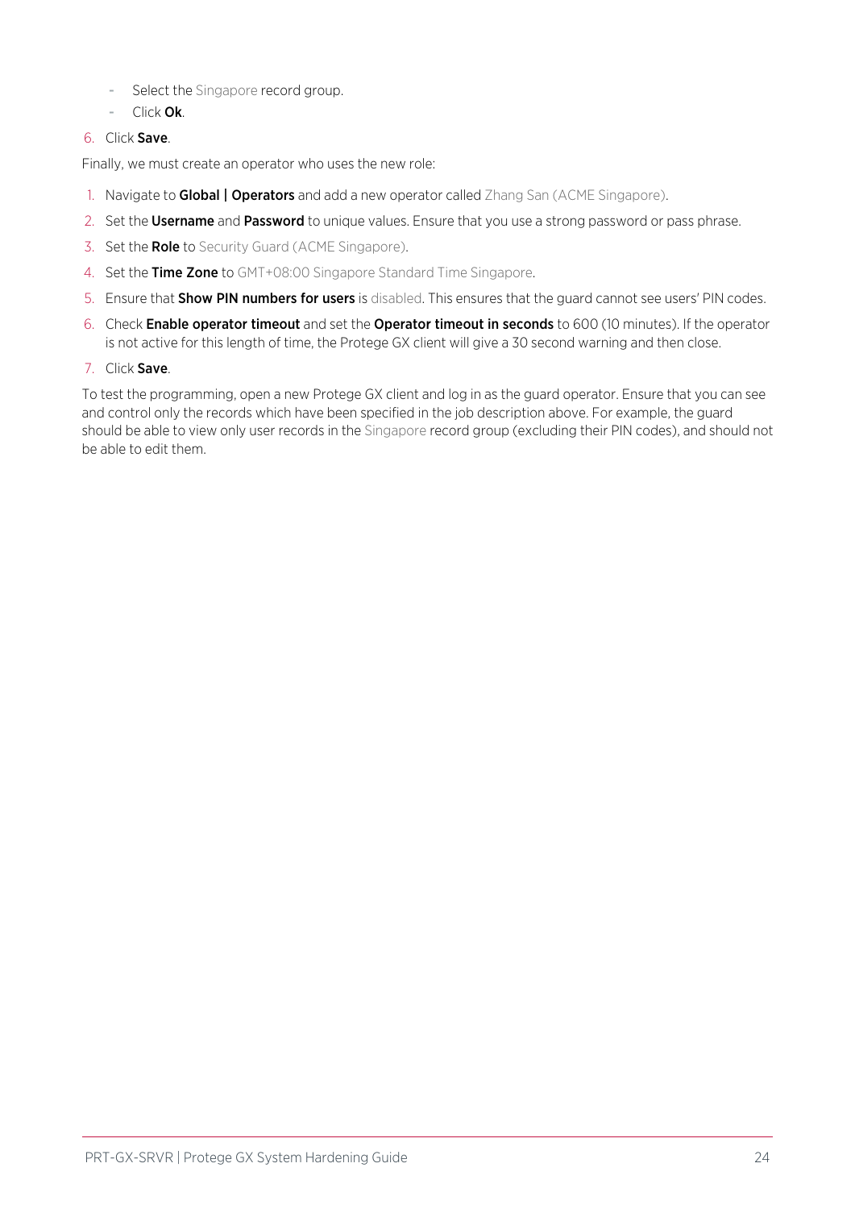- Select the Singapore record group.
- Click **Ok**.

6. Click **Save**.

Finally, we must create an operator who uses the new role:

1. Navigate to **Global | Operators** and add a new operator called Zhang San (ACME Singapore).
2. Set the **Username** and **Password** to unique values. Ensure that you use a strong password or pass phrase.
3. Set the **Role** to Security Guard (ACME Singapore).
4. Set the **Time Zone** to GMT+08:00 Singapore Standard Time Singapore.
5. Ensure that **Show PIN numbers for users** is disabled. This ensures that the guard cannot see users' PIN codes.
6. Check **Enable operator timeout** and set the **Operator timeout in seconds** to 600 (10 minutes). If the operator is not active for this length of time, the Protege GX client will give a 30 second warning and then close.
7. Click **Save**.

To test the programming, open a new Protege GX client and log in as the guard operator. Ensure that you can see and control only the records which have been specified in the job description above. For example, the guard should be able to view only user records in the Singapore record group (excluding their PIN codes), and should not be able to edit them.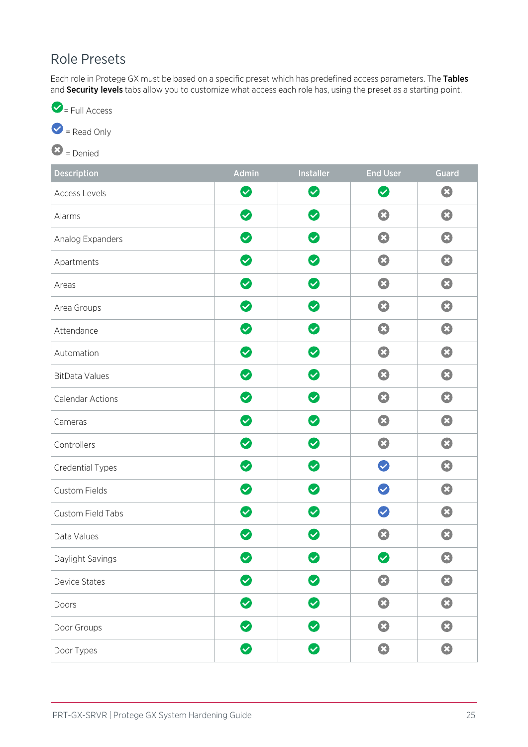## Role Presets

Each role in Protege GX must be based on a specific preset which has predefined access parameters. The **Tables** and **Security levels** tabs allow you to customize what access each role has, using the preset as a starting point.

✅ = Full Access

☑️ = Read Only

✖️ = Denied

| Description | Admin | Installer | End User | Guard |
|---|---|---|---|---|
| Access Levels | Full Access | Full Access | Full Access | Denied |
| Alarms | Full Access | Full Access | Denied | Denied |
| Analog Expanders | Full Access | Full Access | Denied | Denied |
| Apartments | Full Access | Full Access | Denied | Denied |
| Areas | Full Access | Full Access | Denied | Denied |
| Area Groups | Full Access | Full Access | Denied | Denied |
| Attendance | Full Access | Full Access | Denied | Denied |
| Automation | Full Access | Full Access | Denied | Denied |
| BitData Values | Full Access | Full Access | Denied | Denied |
| Calendar Actions | Full Access | Full Access | Denied | Denied |
| Cameras | Full Access | Full Access | Denied | Denied |
| Controllers | Full Access | Full Access | Denied | Denied |
| Credential Types | Full Access | Full Access | Read Only | Denied |
| Custom Fields | Full Access | Full Access | Read Only | Denied |
| Custom Field Tabs | Full Access | Full Access | Read Only | Denied |
| Data Values | Full Access | Full Access | Denied | Denied |
| Daylight Savings | Full Access | Full Access | Full Access | Denied |
| Device States | Full Access | Full Access | Denied | Denied |
| Doors | Full Access | Full Access | Denied | Denied |
| Door Groups | Full Access | Full Access | Denied | Denied |
| Door Types | Full Access | Full Access | Denied | Denied |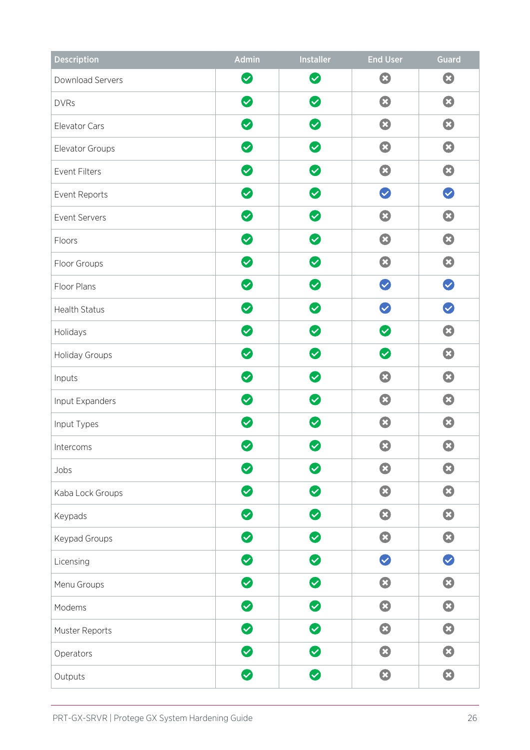| Description | Admin | Installer | End User | Guard |
|---|---|---|---|---|
| Download Servers | ✅ | ✅ | ❌ | ❌ |
| DVRs | ✅ | ✅ | ❌ | ❌ |
| Elevator Cars | ✅ | ✅ | ❌ | ❌ |
| Elevator Groups | ✅ | ✅ | ❌ | ❌ |
| Event Filters | ✅ | ✅ | ❌ | ❌ |
| Event Reports | ✅ | ✅ | ☑️ | ☑️ |
| Event Servers | ✅ | ✅ | ❌ | ❌ |
| Floors | ✅ | ✅ | ❌ | ❌ |
| Floor Groups | ✅ | ✅ | ❌ | ❌ |
| Floor Plans | ✅ | ✅ | ☑️ | ☑️ |
| Health Status | ✅ | ✅ | ☑️ | ☑️ |
| Holidays | ✅ | ✅ | ✅ | ❌ |
| Holiday Groups | ✅ | ✅ | ✅ | ❌ |
| Inputs | ✅ | ✅ | ❌ | ❌ |
| Input Expanders | ✅ | ✅ | ❌ | ❌ |
| Input Types | ✅ | ✅ | ❌ | ❌ |
| Intercoms | ✅ | ✅ | ❌ | ❌ |
| Jobs | ✅ | ✅ | ❌ | ❌ |
| Kaba Lock Groups | ✅ | ✅ | ❌ | ❌ |
| Keypads | ✅ | ✅ | ❌ | ❌ |
| Keypad Groups | ✅ | ✅ | ❌ | ❌ |
| Licensing | ✅ | ✅ | ☑️ | ☑️ |
| Menu Groups | ✅ | ✅ | ❌ | ❌ |
| Modems | ✅ | ✅ | ❌ | ❌ |
| Muster Reports | ✅ | ✅ | ❌ | ❌ |
| Operators | ✅ | ✅ | ❌ | ❌ |
| Outputs | ✅ | ✅ | ❌ | ❌ |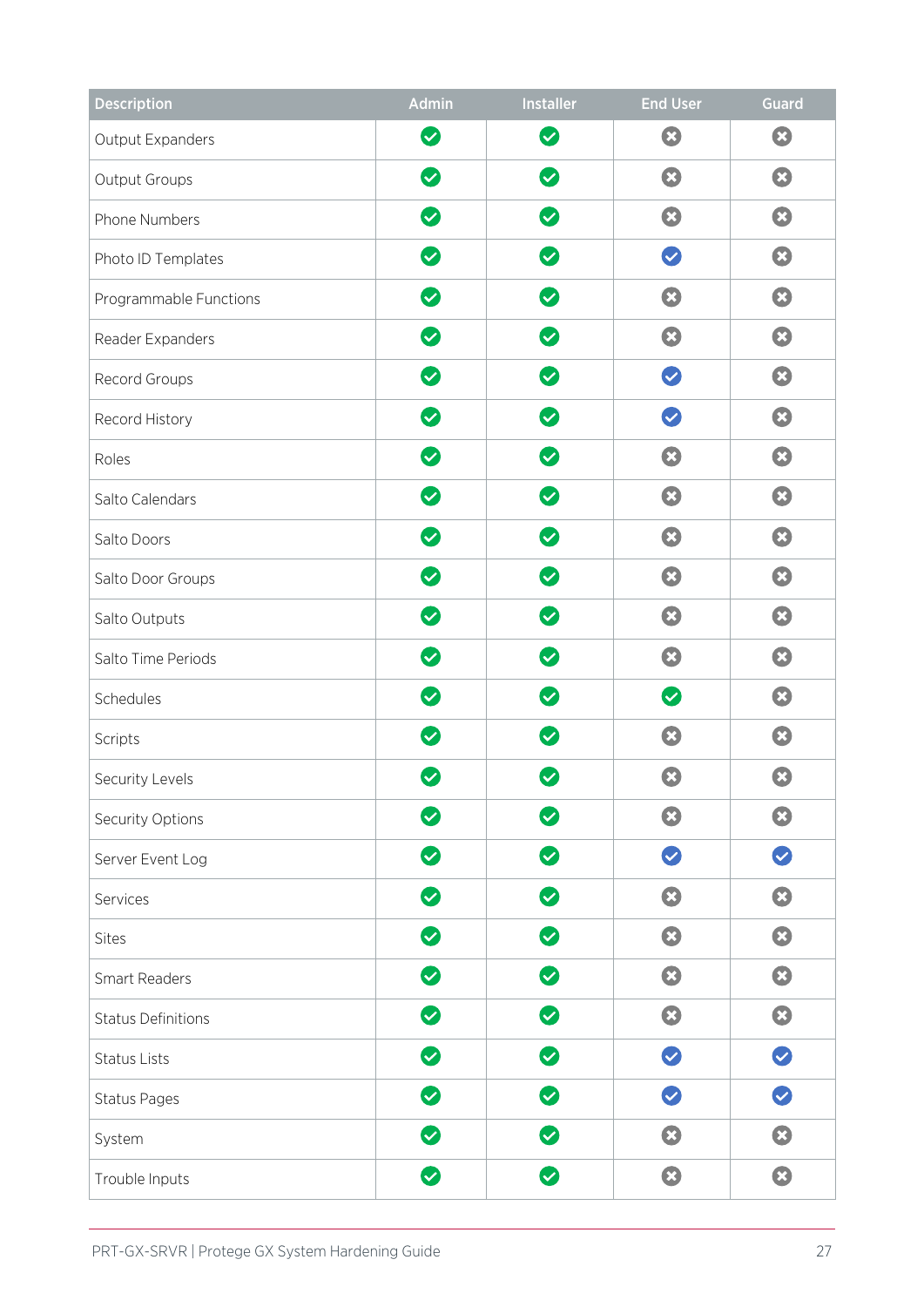| Description | Admin | Installer | End User | Guard |
|---|---|---|---|---|
| Output Expanders | ✅ | ✅ | ✖ | ✖ |
| Output Groups | ✅ | ✅ | ✖ | ✖ |
| Phone Numbers | ✅ | ✅ | ✖ | ✖ |
| Photo ID Templates | ✅ | ✅ | ☑️ | ✖ |
| Programmable Functions | ✅ | ✅ | ✖ | ✖ |
| Reader Expanders | ✅ | ✅ | ✖ | ✖ |
| Record Groups | ✅ | ✅ | ☑️ | ✖ |
| Record History | ✅ | ✅ | ☑️ | ✖ |
| Roles | ✅ | ✅ | ✖ | ✖ |
| Salto Calendars | ✅ | ✅ | ✖ | ✖ |
| Salto Doors | ✅ | ✅ | ✖ | ✖ |
| Salto Door Groups | ✅ | ✅ | ✖ | ✖ |
| Salto Outputs | ✅ | ✅ | ✖ | ✖ |
| Salto Time Periods | ✅ | ✅ | ✖ | ✖ |
| Schedules | ✅ | ✅ | ✅ | ✖ |
| Scripts | ✅ | ✅ | ✖ | ✖ |
| Security Levels | ✅ | ✅ | ✖ | ✖ |
| Security Options | ✅ | ✅ | ✖ | ✖ |
| Server Event Log | ✅ | ✅ | ☑️ | ☑️ |
| Services | ✅ | ✅ | ✖ | ✖ |
| Sites | ✅ | ✅ | ✖ | ✖ |
| Smart Readers | ✅ | ✅ | ✖ | ✖ |
| Status Definitions | ✅ | ✅ | ✖ | ✖ |
| Status Lists | ✅ | ✅ | ☑️ | ☑️ |
| Status Pages | ✅ | ✅ | ☑️ | ☑️ |
| System | ✅ | ✅ | ✖ | ✖ |
| Trouble Inputs | ✅ | ✅ | ✖ | ✖ |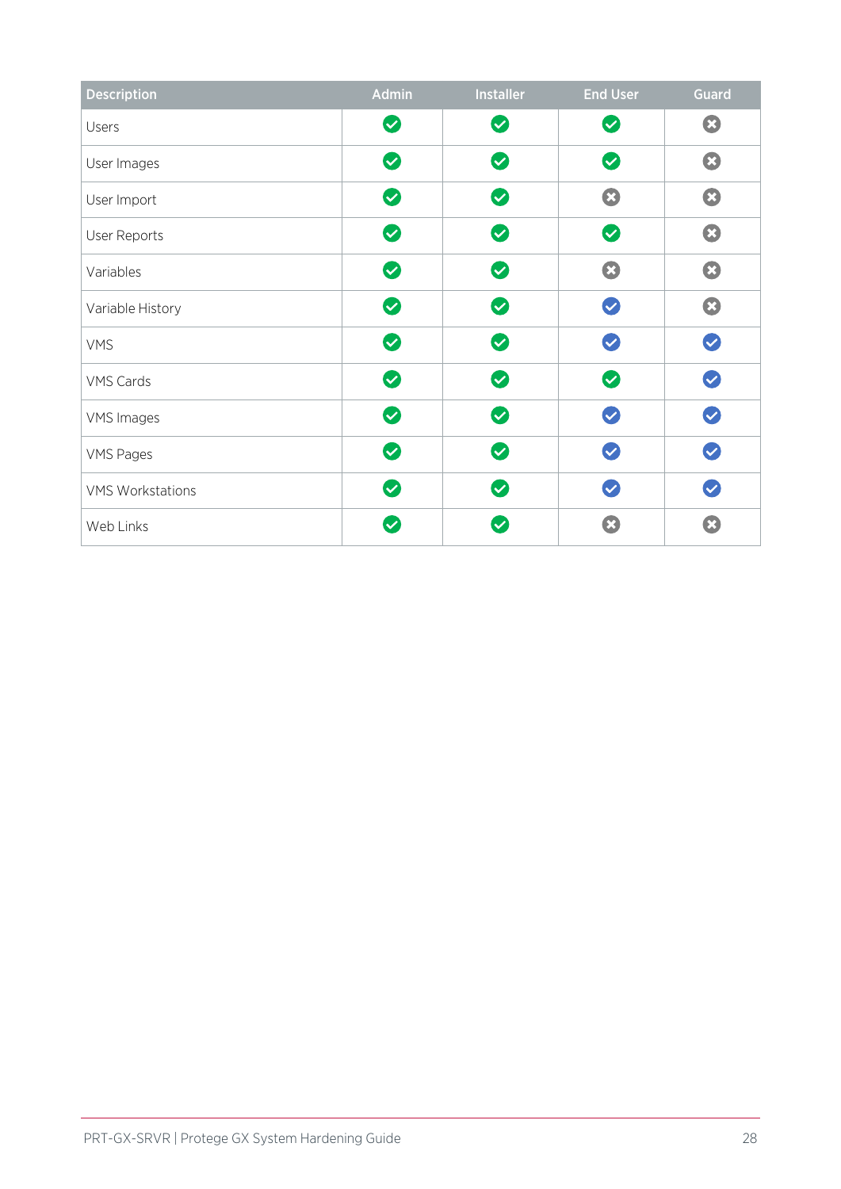| Description | Admin | Installer | End User | Guard |
|---|---|---|---|---|
| Users | ✅ | ✅ | ✅ | ❌ |
| User Images | ✅ | ✅ | ✅ | ❌ |
| User Import | ✅ | ✅ | ❌ | ❌ |
| User Reports | ✅ | ✅ | ✅ | ❌ |
| Variables | ✅ | ✅ | ❌ | ❌ |
| Variable History | ✅ | ✅ | ☑️ | ❌ |
| VMS | ✅ | ✅ | ☑️ | ☑️ |
| VMS Cards | ✅ | ✅ | ✅ | ☑️ |
| VMS Images | ✅ | ✅ | ☑️ | ☑️ |
| VMS Pages | ✅ | ✅ | ☑️ | ☑️ |
| VMS Workstations | ✅ | ✅ | ☑️ | ☑️ |
| Web Links | ✅ | ✅ | ❌ | ❌ |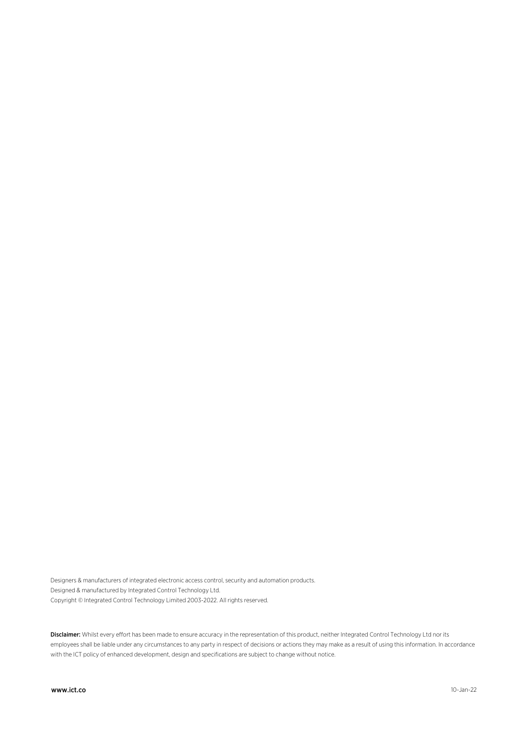Designers & manufacturers of integrated electronic access control, security and automation products.
Designed & manufactured by Integrated Control Technology Ltd.
Copyright © Integrated Control Technology Limited 2003-2022. All rights reserved.

**Disclaimer:** Whilst every effort has been made to ensure accuracy in the representation of this product, neither Integrated Control Technology Ltd nor its employees shall be liable under any circumstances to any party in respect of decisions or actions they may make as a result of using this information. In accordance with the ICT policy of enhanced development, design and specifications are subject to change without notice.

**www.ict.co**

10-Jan-22